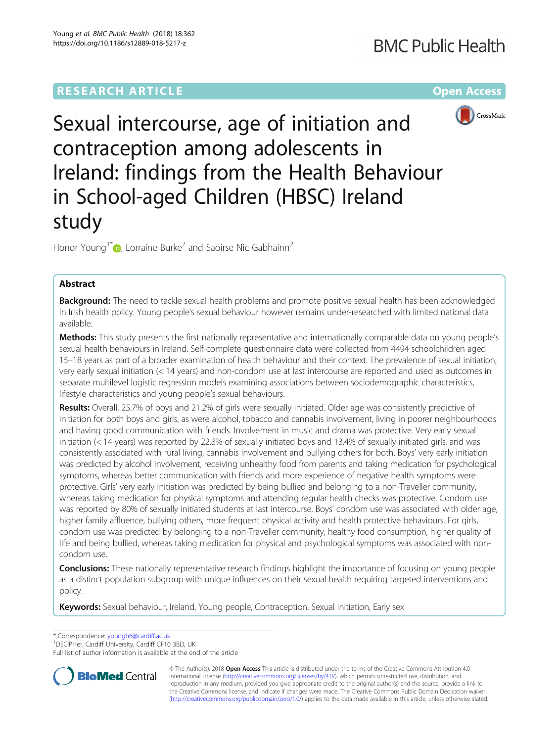RESEARCH ARTICLE

Open Access

# Sexual intercourse, age of initiation and contraception among adolescents in Ireland: findings from the Health Behaviour in School-aged Children (HBSC) Ireland study

Honor Young[1*], Lorraine Burke[2] and Saoirse Nic Gabhainn[2]

## Abstract

**Background:** The need to tackle sexual health problems and promote positive sexual health has been acknowledged in Irish health policy. Young people's sexual behaviour however remains under-researched with limited national data available.

**Methods:** This study presents the first nationally representative and internationally comparable data on young people's sexual health behaviours in Ireland. Self-complete questionnaire data were collected from 4494 schoolchildren aged 15–18 years as part of a broader examination of health behaviour and their context. The prevalence of sexual initiation, very early sexual initiation (< 14 years) and non-condom use at last intercourse are reported and used as outcomes in separate multilevel logistic regression models examining associations between sociodemographic characteristics, lifestyle characteristics and young people's sexual behaviours.

**Results:** Overall, 25.7% of boys and 21.2% of girls were sexually initiated. Older age was consistently predictive of initiation for both boys and girls, as were alcohol, tobacco and cannabis involvement, living in poorer neighbourhoods and having good communication with friends. Involvement in music and drama was protective. Very early sexual initiation (< 14 years) was reported by 22.8% of sexually initiated boys and 13.4% of sexually initiated girls, and was consistently associated with rural living, cannabis involvement and bullying others for both. Boys' very early initiation was predicted by alcohol involvement, receiving unhealthy food from parents and taking medication for psychological symptoms, whereas better communication with friends and more experience of negative health symptoms were protective. Girls' very early initiation was predicted by being bullied and belonging to a non-Traveller community, whereas taking medication for physical symptoms and attending regular health checks was protective. Condom use was reported by 80% of sexually initiated students at last intercourse. Boys' condom use was associated with older age, higher family affluence, bullying others, more frequent physical activity and health protective behaviours. For girls, condom use was predicted by belonging to a non-Traveller community, healthy food consumption, higher quality of life and being bullied, whereas taking medication for physical and psychological symptoms was associated with non-condom use.

**Conclusions:** These nationally representative research findings highlight the importance of focusing on young people as a distinct population subgroup with unique influences on their sexual health requiring targeted interventions and policy.

**Keywords:** Sexual behaviour, Ireland, Young people, Contraception, Sexual initiation, Early sex

\* Correspondence: younghó@cardiff.ac.uk

[1]DECIPHer, Cardiff University, Cardiff CF10 3BD, UK

Full list of author information is available at the end of the article

© The Author(s). 2018 **Open Access** This article is distributed under the terms of the Creative Commons Attribution 4.0 International License (http://creativecommons.org/licenses/by/4.0/), which permits unrestricted use, distribution, and reproduction in any medium, provided you give appropriate credit to the original author(s) and the source, provide a link to the Creative Commons license, and indicate if changes were made. The Creative Commons Public Domain Dedication waiver (http://creativecommons.org/publicdomain/zero/1.0/) applies to the data made available in this article, unless otherwise stated.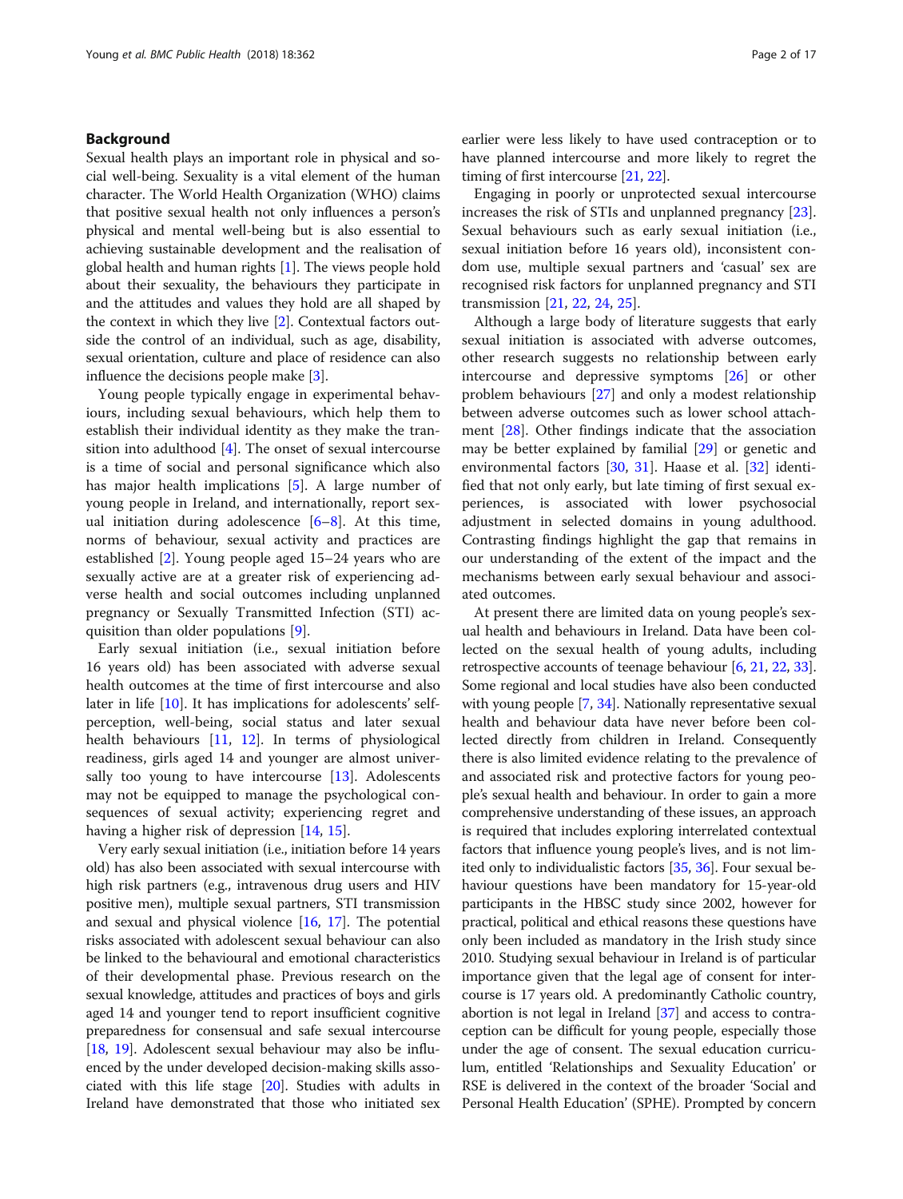## Background

Sexual health plays an important role in physical and social well-being. Sexuality is a vital element of the human character. The World Health Organization (WHO) claims that positive sexual health not only influences a person's physical and mental well-being but is also essential to achieving sustainable development and the realisation of global health and human rights [1]. The views people hold about their sexuality, the behaviours they participate in and the attitudes and values they hold are all shaped by the context in which they live [2]. Contextual factors outside the control of an individual, such as age, disability, sexual orientation, culture and place of residence can also influence the decisions people make [3].

Young people typically engage in experimental behaviours, including sexual behaviours, which help them to establish their individual identity as they make the transition into adulthood [4]. The onset of sexual intercourse is a time of social and personal significance which also has major health implications [5]. A large number of young people in Ireland, and internationally, report sexual initiation during adolescence [6–8]. At this time, norms of behaviour, sexual activity and practices are established [2]. Young people aged 15–24 years who are sexually active are at a greater risk of experiencing adverse health and social outcomes including unplanned pregnancy or Sexually Transmitted Infection (STI) acquisition than older populations [9].

Early sexual initiation (i.e., sexual initiation before 16 years old) has been associated with adverse sexual health outcomes at the time of first intercourse and also later in life [10]. It has implications for adolescents' self-perception, well-being, social status and later sexual health behaviours [11, 12]. In terms of physiological readiness, girls aged 14 and younger are almost universally too young to have intercourse [13]. Adolescents may not be equipped to manage the psychological consequences of sexual activity; experiencing regret and having a higher risk of depression [14, 15].

Very early sexual initiation (i.e., initiation before 14 years old) has also been associated with sexual intercourse with high risk partners (e.g., intravenous drug users and HIV positive men), multiple sexual partners, STI transmission and sexual and physical violence [16, 17]. The potential risks associated with adolescent sexual behaviour can also be linked to the behavioural and emotional characteristics of their developmental phase. Previous research on the sexual knowledge, attitudes and practices of boys and girls aged 14 and younger tend to report insufficient cognitive preparedness for consensual and safe sexual intercourse [18, 19]. Adolescent sexual behaviour may also be influenced by the under developed decision-making skills associated with this life stage [20]. Studies with adults in Ireland have demonstrated that those who initiated sex earlier were less likely to have used contraception or to have planned intercourse and more likely to regret the timing of first intercourse [21, 22].

Engaging in poorly or unprotected sexual intercourse increases the risk of STIs and unplanned pregnancy [23]. Sexual behaviours such as early sexual initiation (i.e., sexual initiation before 16 years old), inconsistent condom use, multiple sexual partners and 'casual' sex are recognised risk factors for unplanned pregnancy and STI transmission [21, 22, 24, 25].

Although a large body of literature suggests that early sexual initiation is associated with adverse outcomes, other research suggests no relationship between early intercourse and depressive symptoms [26] or other problem behaviours [27] and only a modest relationship between adverse outcomes such as lower school attachment [28]. Other findings indicate that the association may be better explained by familial [29] or genetic and environmental factors [30, 31]. Haase et al. [32] identified that not only early, but late timing of first sexual experiences, is associated with lower psychosocial adjustment in selected domains in young adulthood. Contrasting findings highlight the gap that remains in our understanding of the extent of the impact and the mechanisms between early sexual behaviour and associated outcomes.

At present there are limited data on young people's sexual health and behaviours in Ireland. Data have been collected on the sexual health of young adults, including retrospective accounts of teenage behaviour [6, 21, 22, 33]. Some regional and local studies have also been conducted with young people [7, 34]. Nationally representative sexual health and behaviour data have never before been collected directly from children in Ireland. Consequently there is also limited evidence relating to the prevalence of and associated risk and protective factors for young people's sexual health and behaviour. In order to gain a more comprehensive understanding of these issues, an approach is required that includes exploring interrelated contextual factors that influence young people's lives, and is not limited only to individualistic factors [35, 36]. Four sexual behaviour questions have been mandatory for 15-year-old participants in the HBSC study since 2002, however for practical, political and ethical reasons these questions have only been included as mandatory in the Irish study since 2010. Studying sexual behaviour in Ireland is of particular importance given that the legal age of consent for intercourse is 17 years old. A predominantly Catholic country, abortion is not legal in Ireland [37] and access to contraception can be difficult for young people, especially those under the age of consent. The sexual education curriculum, entitled 'Relationships and Sexuality Education' or RSE is delivered in the context of the broader 'Social and Personal Health Education' (SPHE). Prompted by concern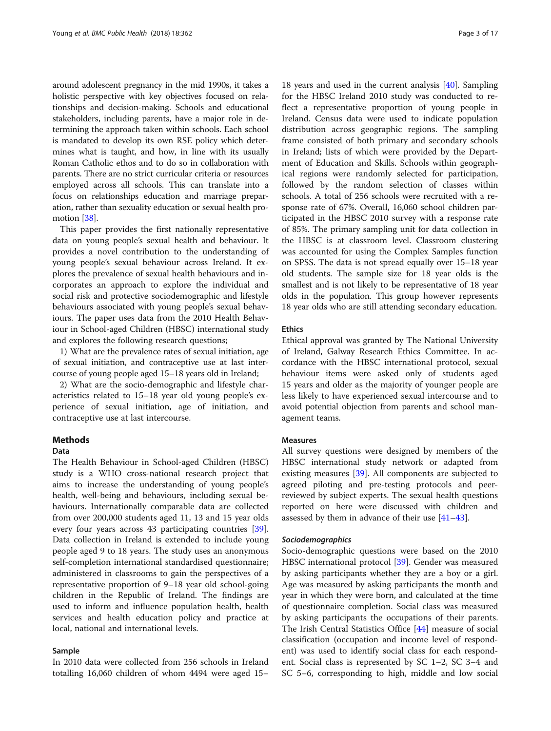around adolescent pregnancy in the mid 1990s, it takes a holistic perspective with key objectives focused on relationships and decision-making. Schools and educational stakeholders, including parents, have a major role in determining the approach taken within schools. Each school is mandated to develop its own RSE policy which determines what is taught, and how, in line with its usually Roman Catholic ethos and to do so in collaboration with parents. There are no strict curricular criteria or resources employed across all schools. This can translate into a focus on relationships education and marriage preparation, rather than sexuality education or sexual health promotion [38].

This paper provides the first nationally representative data on young people's sexual health and behaviour. It provides a novel contribution to the understanding of young people's sexual behaviour across Ireland. It explores the prevalence of sexual health behaviours and incorporates an approach to explore the individual and social risk and protective sociodemographic and lifestyle behaviours associated with young people's sexual behaviours. The paper uses data from the 2010 Health Behaviour in School-aged Children (HBSC) international study and explores the following research questions;

1) What are the prevalence rates of sexual initiation, age of sexual initiation, and contraceptive use at last intercourse of young people aged 15–18 years old in Ireland;

2) What are the socio-demographic and lifestyle characteristics related to 15–18 year old young people's experience of sexual initiation, age of initiation, and contraceptive use at last intercourse.

## Methods

### Data

The Health Behaviour in School-aged Children (HBSC) study is a WHO cross-national research project that aims to increase the understanding of young people's health, well-being and behaviours, including sexual behaviours. Internationally comparable data are collected from over 200,000 students aged 11, 13 and 15 year olds every four years across 43 participating countries [39]. Data collection in Ireland is extended to include young people aged 9 to 18 years. The study uses an anonymous self-completion international standardised questionnaire; administered in classrooms to gain the perspectives of a representative proportion of 9–18 year old school-going children in the Republic of Ireland. The findings are used to inform and influence population health, health services and health education policy and practice at local, national and international levels.

### Sample

In 2010 data were collected from 256 schools in Ireland totalling 16,060 children of whom 4494 were aged 15–18 years and used in the current analysis [40]. Sampling for the HBSC Ireland 2010 study was conducted to reflect a representative proportion of young people in Ireland. Census data were used to indicate population distribution across geographic regions. The sampling frame consisted of both primary and secondary schools in Ireland; lists of which were provided by the Department of Education and Skills. Schools within geographical regions were randomly selected for participation, followed by the random selection of classes within schools. A total of 256 schools were recruited with a response rate of 67%. Overall, 16,060 school children participated in the HBSC 2010 survey with a response rate of 85%. The primary sampling unit for data collection in the HBSC is at classroom level. Classroom clustering was accounted for using the Complex Samples function on SPSS. The data is not spread equally over 15–18 year old students. The sample size for 18 year olds is the smallest and is not likely to be representative of 18 year olds in the population. This group however represents 18 year olds who are still attending secondary education.

### Ethics

Ethical approval was granted by The National University of Ireland, Galway Research Ethics Committee. In accordance with the HBSC international protocol, sexual behaviour items were asked only of students aged 15 years and older as the majority of younger people are less likely to have experienced sexual intercourse and to avoid potential objection from parents and school management teams.

### Measures

All survey questions were designed by members of the HBSC international study network or adapted from existing measures [39]. All components are subjected to agreed piloting and pre-testing protocols and peer-reviewed by subject experts. The sexual health questions reported on here were discussed with children and assessed by them in advance of their use [41–43].

#### *Sociodemographics*

Socio-demographic questions were based on the 2010 HBSC international protocol [39]. Gender was measured by asking participants whether they are a boy or a girl. Age was measured by asking participants the month and year in which they were born, and calculated at the time of questionnaire completion. Social class was measured by asking participants the occupations of their parents. The Irish Central Statistics Office [44] measure of social classification (occupation and income level of respondent) was used to identify social class for each respondent. Social class is represented by SC 1–2, SC 3–4 and SC 5–6, corresponding to high, middle and low social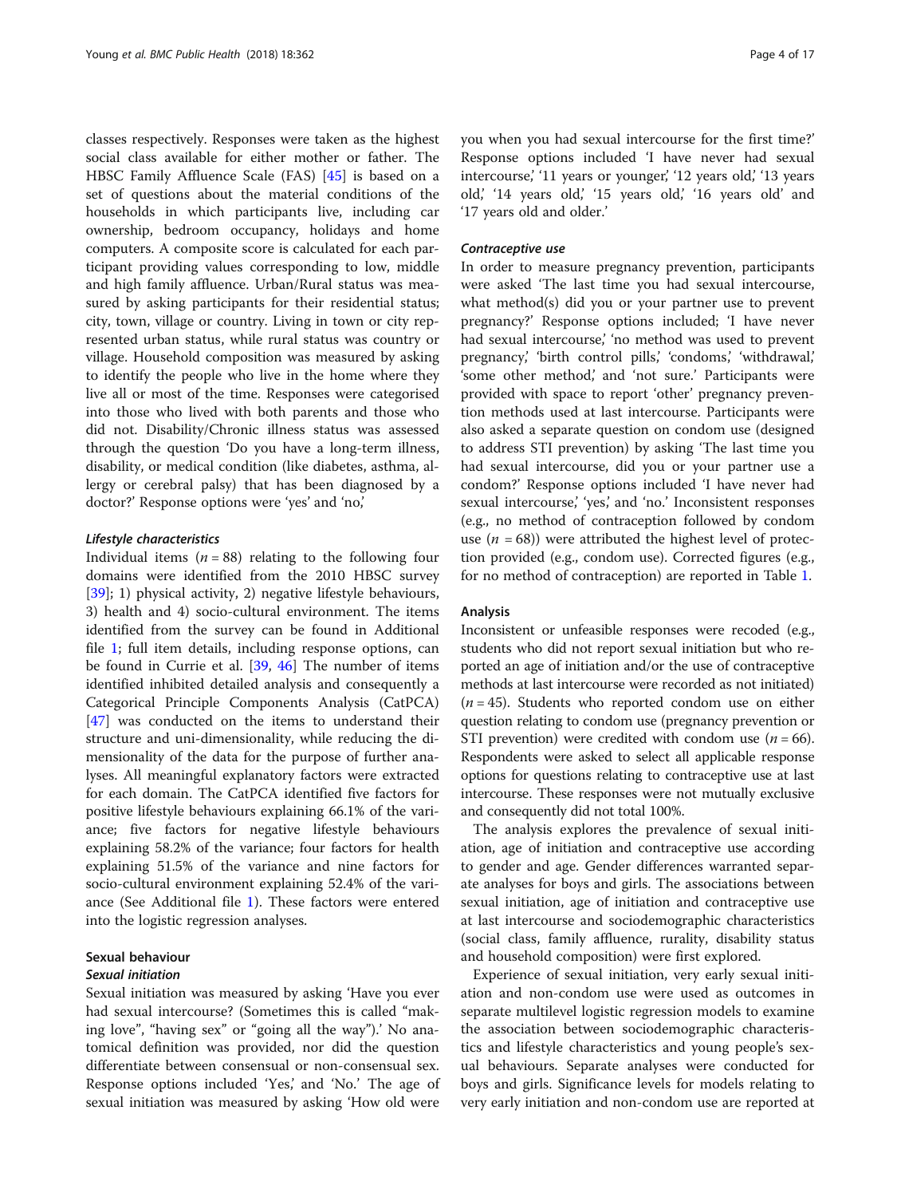classes respectively. Responses were taken as the highest social class available for either mother or father. The HBSC Family Affluence Scale (FAS) [45] is based on a set of questions about the material conditions of the households in which participants live, including car ownership, bedroom occupancy, holidays and home computers. A composite score is calculated for each participant providing values corresponding to low, middle and high family affluence. Urban/Rural status was measured by asking participants for their residential status; city, town, village or country. Living in town or city represented urban status, while rural status was country or village. Household composition was measured by asking to identify the people who live in the home where they live all or most of the time. Responses were categorised into those who lived with both parents and those who did not. Disability/Chronic illness status was assessed through the question 'Do you have a long-term illness, disability, or medical condition (like diabetes, asthma, allergy or cerebral palsy) that has been diagnosed by a doctor?' Response options were 'yes' and 'no,'

#### *Lifestyle characteristics*

Individual items ($n = 88$) relating to the following four domains were identified from the 2010 HBSC survey [39]; 1) physical activity, 2) negative lifestyle behaviours, 3) health and 4) socio-cultural environment. The items identified from the survey can be found in Additional file 1; full item details, including response options, can be found in Currie et al. [39, 46] The number of items identified inhibited detailed analysis and consequently a Categorical Principle Components Analysis (CatPCA) [47] was conducted on the items to understand their structure and uni-dimensionality, while reducing the dimensionality of the data for the purpose of further analyses. All meaningful explanatory factors were extracted for each domain. The CatPCA identified five factors for positive lifestyle behaviours explaining 66.1% of the variance; five factors for negative lifestyle behaviours explaining 58.2% of the variance; four factors for health explaining 51.5% of the variance and nine factors for socio-cultural environment explaining 52.4% of the variance (See Additional file 1). These factors were entered into the logistic regression analyses.

### Sexual behaviour

#### *Sexual initiation*

Sexual initiation was measured by asking 'Have you ever had sexual intercourse? (Sometimes this is called "making love", "having sex" or "going all the way").' No anatomical definition was provided, nor did the question differentiate between consensual or non-consensual sex. Response options included 'Yes,' and 'No.' The age of sexual initiation was measured by asking 'How old were you when you had sexual intercourse for the first time?' Response options included 'I have never had sexual intercourse,' '11 years or younger,' '12 years old,' '13 years old,' '14 years old,' '15 years old,' '16 years old' and '17 years old and older.'

#### *Contraceptive use*

In order to measure pregnancy prevention, participants were asked 'The last time you had sexual intercourse, what method(s) did you or your partner use to prevent pregnancy?' Response options included; 'I have never had sexual intercourse,' 'no method was used to prevent pregnancy,' 'birth control pills,' 'condoms,' 'withdrawal,' 'some other method,' and 'not sure.' Participants were provided with space to report 'other' pregnancy prevention methods used at last intercourse. Participants were also asked a separate question on condom use (designed to address STI prevention) by asking 'The last time you had sexual intercourse, did you or your partner use a condom?' Response options included 'I have never had sexual intercourse,' 'yes,' and 'no.' Inconsistent responses (e.g., no method of contraception followed by condom use ($n = 68$)) were attributed the highest level of protection provided (e.g., condom use). Corrected figures (e.g., for no method of contraception) are reported in Table 1.

### Analysis

Inconsistent or unfeasible responses were recoded (e.g., students who did not report sexual initiation but who reported an age of initiation and/or the use of contraceptive methods at last intercourse were recorded as not initiated) ($n = 45$). Students who reported condom use on either question relating to condom use (pregnancy prevention or STI prevention) were credited with condom use ($n = 66$). Respondents were asked to select all applicable response options for questions relating to contraceptive use at last intercourse. These responses were not mutually exclusive and consequently did not total 100%.

The analysis explores the prevalence of sexual initiation, age of initiation and contraceptive use according to gender and age. Gender differences warranted separate analyses for boys and girls. The associations between sexual initiation, age of initiation and contraceptive use at last intercourse and sociodemographic characteristics (social class, family affluence, rurality, disability status and household composition) were first explored.

Experience of sexual initiation, very early sexual initiation and non-condom use were used as outcomes in separate multilevel logistic regression models to examine the association between sociodemographic characteristics and lifestyle characteristics and young people's sexual behaviours. Separate analyses were conducted for boys and girls. Significance levels for models relating to very early initiation and non-condom use are reported at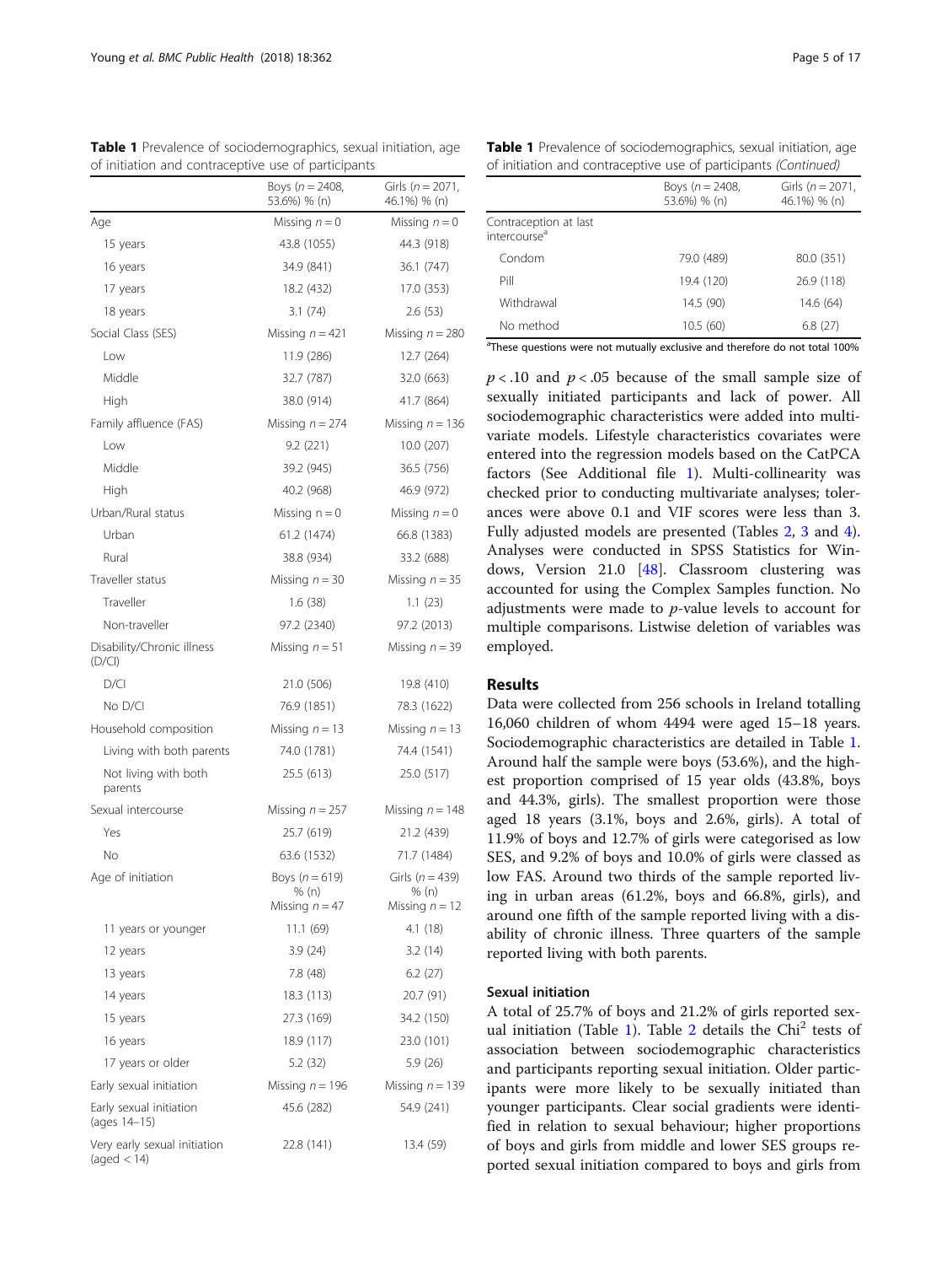**Table 1** Prevalence of sociodemographics, sexual initiation, age of initiation and contraceptive use of participants

| | Boys ($n = 2408$, 53.6%) % (n) | Girls ($n = 2071$, 46.1%) % (n) |
|---|---|---|
| Age | Missing $n = 0$ | Missing $n = 0$ |
| 15 years | 43.8 (1055) | 44.3 (918) |
| 16 years | 34.9 (841) | 36.1 (747) |
| 17 years | 18.2 (432) | 17.0 (353) |
| 18 years | 3.1 (74) | 2.6 (53) |
| Social Class (SES) | Missing $n = 421$ | Missing $n = 280$ |
| Low | 11.9 (286) | 12.7 (264) |
| Middle | 32.7 (787) | 32.0 (663) |
| High | 38.0 (914) | 41.7 (864) |
| Family affluence (FAS) | Missing $n = 274$ | Missing $n = 136$ |
| Low | 9.2 (221) | 10.0 (207) |
| Middle | 39.2 (945) | 36.5 (756) |
| High | 40.2 (968) | 46.9 (972) |
| Urban/Rural status | Missing $n = 0$ | Missing $n = 0$ |
| Urban | 61.2 (1474) | 66.8 (1383) |
| Rural | 38.8 (934) | 33.2 (688) |
| Traveller status | Missing $n = 30$ | Missing $n = 35$ |
| Traveller | 1.6 (38) | 1.1 (23) |
| Non-traveller | 97.2 (2340) | 97.2 (2013) |
| Disability/Chronic illness (D/CI) | Missing $n = 51$ | Missing $n = 39$ |
| D/CI | 21.0 (506) | 19.8 (410) |
| No D/CI | 76.9 (1851) | 78.3 (1622) |
| Household composition | Missing $n = 13$ | Missing $n = 13$ |
| Living with both parents | 74.0 (1781) | 74.4 (1541) |
| Not living with both parents | 25.5 (613) | 25.0 (517) |
| Sexual intercourse | Missing $n = 257$ | Missing $n = 148$ |
| Yes | 25.7 (619) | 21.2 (439) |
| No | 63.6 (1532) | 71.7 (1484) |
| Age of initiation | Boys ($n = 619$) % (n) Missing $n = 47$ | Girls ($n = 439$) % (n) Missing $n = 12$ |
| 11 years or younger | 11.1 (69) | 4.1 (18) |
| 12 years | 3.9 (24) | 3.2 (14) |
| 13 years | 7.8 (48) | 6.2 (27) |
| 14 years | 18.3 (113) | 20.7 (91) |
| 15 years | 27.3 (169) | 34.2 (150) |
| 16 years | 18.9 (117) | 23.0 (101) |
| 17 years or older | 5.2 (32) | 5.9 (26) |
| Early sexual initiation | Missing $n = 196$ | Missing $n = 139$ |
| Early sexual initiation (ages 14–15) | 45.6 (282) | 54.9 (241) |
| Very early sexual initiation (aged < 14) | 22.8 (141) | 13.4 (59) |
| Contraception at last intercourse[a] | | |
| Condom | 79.0 (489) | 80.0 (351) |
| Pill | 19.4 (120) | 26.9 (118) |
| Withdrawal | 14.5 (90) | 14.6 (64) |
| No method | 10.5 (60) | 6.8 (27) |

[a]These questions were not mutually exclusive and therefore do not total 100%

$p < .10$ and $p < .05$ because of the small sample size of sexually initiated participants and lack of power. All sociodemographic characteristics were added into multivariate models. Lifestyle characteristics covariates were entered into the regression models based on the CatPCA factors (See Additional file 1). Multi-collinearity was checked prior to conducting multivariate analyses; tolerances were above 0.1 and VIF scores were less than 3. Fully adjusted models are presented (Tables 2, 3 and 4). Analyses were conducted in SPSS Statistics for Windows, Version 21.0 [48]. Classroom clustering was accounted for using the Complex Samples function. No adjustments were made to *p*-value levels to account for multiple comparisons. Listwise deletion of variables was employed.

## Results

Data were collected from 256 schools in Ireland totalling 16,060 children of whom 4494 were aged 15–18 years. Sociodemographic characteristics are detailed in Table 1. Around half the sample were boys (53.6%), and the highest proportion comprised of 15 year olds (43.8%, boys and 44.3%, girls). The smallest proportion were those aged 18 years (3.1%, boys and 2.6%, girls). A total of 11.9% of boys and 12.7% of girls were categorised as low SES, and 9.2% of boys and 10.0% of girls were classed as low FAS. Around two thirds of the sample reported living in urban areas (61.2%, boys and 66.8%, girls), and around one fifth of the sample reported living with a disability of chronic illness. Three quarters of the sample reported living with both parents.

### Sexual initiation

A total of 25.7% of boys and 21.2% of girls reported sexual initiation (Table 1). Table 2 details the Chi$^2$ tests of association between sociodemographic characteristics and participants reporting sexual initiation. Older participants were more likely to be sexually initiated than younger participants. Clear social gradients were identified in relation to sexual behaviour; higher proportions of boys and girls from middle and lower SES groups reported sexual initiation compared to boys and girls from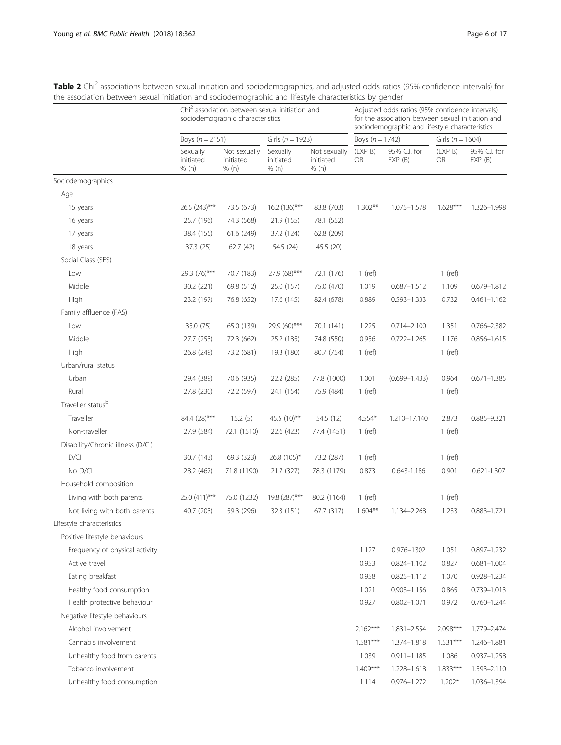**Table 2** $Chi^2$ associations between sexual initiation and sociodemographics, and adjusted odds ratios (95% confidence intervals) for the association between sexual initiation and sociodemographic and lifestyle characteristics by gender

| | $Chi^2$ association between sexual initiation and sociodemographic characteristics | | | | Adjusted odds ratios (95% confidence intervals) for the association between sexual initiation and sociodemographic and lifestyle characteristics | | | |
|---|---|---|---|---|---|---|---|---|
| | Boys ($n = 2151$) | | Girls ($n = 1923$) | | Boys ($n = 1742$) | | Girls ($n = 1604$) | |
| | Sexually initiated % (n) | Not sexually initiated % (n) | Sexually initiated % (n) | Not sexually initiated % (n) | (EXP B) OR | 95% C.I. for EXP (B) | (EXP B) OR | 95% C.I. for EXP (B) |
| Sociodemographics | | | | | | | | |
| Age | | | | | | | | |
| 15 years | 26.5 (243)*** | 73.5 (673) | 16.2 (136)*** | 83.8 (703) | 1.302** | 1.075–1.578 | 1.628*** | 1.326–1.998 |
| 16 years | 25.7 (196) | 74.3 (568) | 21.9 (155) | 78.1 (552) | | | | |
| 17 years | 38.4 (155) | 61.6 (249) | 37.2 (124) | 62.8 (209) | | | | |
| 18 years | 37.3 (25) | 62.7 (42) | 54.5 (24) | 45.5 (20) | | | | |
| Social Class (SES) | | | | | | | | |
| Low | 29.3 (76)*** | 70.7 (183) | 27.9 (68)*** | 72.1 (176) | 1 (ref) | | 1 (ref) | |
| Middle | 30.2 (221) | 69.8 (512) | 25.0 (157) | 75.0 (470) | 1.019 | 0.687–1.512 | 1.109 | 0.679–1.812 |
| High | 23.2 (197) | 76.8 (652) | 17.6 (145) | 82.4 (678) | 0.889 | 0.593–1.333 | 0.732 | 0.461–1.162 |
| Family affluence (FAS) | | | | | | | | |
| Low | 35.0 (75) | 65.0 (139) | 29.9 (60)*** | 70.1 (141) | 1.225 | 0.714–2.100 | 1.351 | 0.766–2.382 |
| Middle | 27.7 (253) | 72.3 (662) | 25.2 (185) | 74.8 (550) | 0.956 | 0.722–1.265 | 1.176 | 0.856–1.615 |
| High | 26.8 (249) | 73.2 (681) | 19.3 (180) | 80.7 (754) | 1 (ref) | | 1 (ref) | |
| Urban/rural status | | | | | | | | |
| Urban | 29.4 (389) | 70.6 (935) | 22.2 (285) | 77.8 (1000) | 1.001 | (0.699–1.433) | 0.964 | 0.671–1.385 |
| Rural | 27.8 (230) | 72.2 (597) | 24.1 (154) | 75.9 (484) | 1 (ref) | | 1 (ref) | |
| Traveller status[b] | | | | | | | | |
| Traveller | 84.4 (28)*** | 15.2 (5) | 45.5 (10)** | 54.5 (12) | 4.554* | 1.210–17.140 | 2.873 | 0.885–9.321 |
| Non-traveller | 27.9 (584) | 72.1 (1510) | 22.6 (423) | 77.4 (1451) | 1 (ref) | | 1 (ref) | |
| Disability/Chronic illness (D/CI) | | | | | | | | |
| D/CI | 30.7 (143) | 69.3 (323) | 26.8 (105)* | 73.2 (287) | 1 (ref) | | 1 (ref) | |
| No D/CI | 28.2 (467) | 71.8 (1190) | 21.7 (327) | 78.3 (1179) | 0.873 | 0.643-1.186 | 0.901 | 0.621-1.307 |
| Household composition | | | | | | | | |
| Living with both parents | 25.0 (411)*** | 75.0 (1232) | 19.8 (287)*** | 80.2 (1164) | 1 (ref) | | 1 (ref) | |
| Not living with both parents | 40.7 (203) | 59.3 (296) | 32.3 (151) | 67.7 (317) | 1.604** | 1.134–2.268 | 1.233 | 0.883–1.721 |
| Lifestyle characteristics | | | | | | | | |
| Positive lifestyle behaviours | | | | | | | | |
| Frequency of physical activity | | | | | 1.127 | 0.976–1302 | 1.051 | 0.897–1.232 |
| Active travel | | | | | 0.953 | 0.824–1.102 | 0.827 | 0.681–1.004 |
| Eating breakfast | | | | | 0.958 | 0.825–1.112 | 1.070 | 0.928–1.234 |
| Healthy food consumption | | | | | 1.021 | 0.903–1.156 | 0.865 | 0.739–1.013 |
| Health protective behaviour | | | | | 0.927 | 0.802–1.071 | 0.972 | 0.760–1.244 |
| Negative lifestyle behaviours | | | | | | | | |
| Alcohol involvement | | | | | 2.162*** | 1.831–2.554 | 2.098*** | 1.779–2.474 |
| Cannabis involvement | | | | | 1.581*** | 1.374–1.818 | 1.531*** | 1.246–1.881 |
| Unhealthy food from parents | | | | | 1.039 | 0.911–1.185 | 1.086 | 0.937–1.258 |
| Tobacco involvement | | | | | 1.409*** | 1.228–1.618 | 1.833*** | 1.593–2.110 |
| Unhealthy food consumption | | | | | 1.114 | 0.976–1.272 | 1.202* | 1.036–1.394 |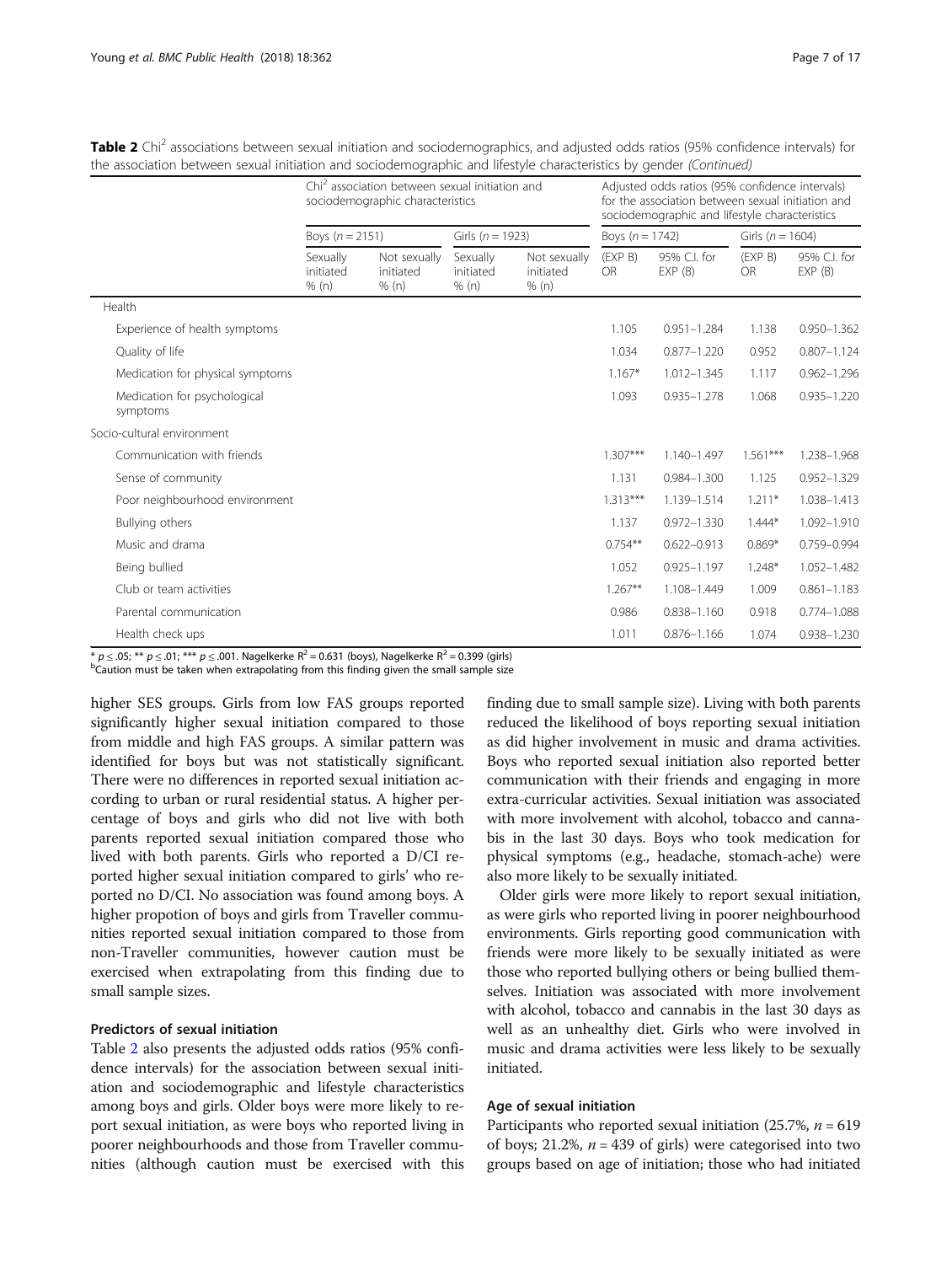**Table 2** Chi[2] associations between sexual initiation and sociodemographics, and adjusted odds ratios (95% confidence intervals) for the association between sexual initiation and sociodemographic and lifestyle characteristics by gender *(Continued)*

| | Chi[2] association between sexual initiation and sociodemographic characteristics | | | | Adjusted odds ratios (95% confidence intervals) for the association between sexual initiation and sociodemographic and lifestyle characteristics | | | |
|---|---|---|---|---|---|---|---|---|
| | Boys ($n$ = 2151) | | Girls ($n$ = 1923) | | Boys ($n$ = 1742) | | Girls ($n$ = 1604) | |
| | Sexually initiated % (n) | Not sexually initiated % (n) | Sexually initiated % (n) | Not sexually initiated % (n) | (EXP B) OR | 95% C.I. for EXP (B) | (EXP B) OR | 95% C.I. for EXP (B) |
| Health | | | | | | | | |
| Experience of health symptoms | | | | | 1.105 | 0.951–1.284 | 1.138 | 0.950–1.362 |
| Quality of life | | | | | 1.034 | 0.877–1.220 | 0.952 | 0.807–1.124 |
| Medication for physical symptoms | | | | | 1.167* | 1.012–1.345 | 1.117 | 0.962–1.296 |
| Medication for psychological symptoms | | | | | 1.093 | 0.935–1.278 | 1.068 | 0.935–1.220 |
| Socio-cultural environment | | | | | | | | |
| Communication with friends | | | | | 1.307*** | 1.140–1.497 | 1.561*** | 1.238–1.968 |
| Sense of community | | | | | 1.131 | 0.984–1.300 | 1.125 | 0.952–1.329 |
| Poor neighbourhood environment | | | | | 1.313*** | 1.139–1.514 | 1.211* | 1.038–1.413 |
| Bullying others | | | | | 1.137 | 0.972–1.330 | 1.444* | 1.092–1.910 |
| Music and drama | | | | | 0.754** | 0.622–0.913 | 0.869* | 0.759–0.994 |
| Being bullied | | | | | 1.052 | 0.925–1.197 | 1.248* | 1.052–1.482 |
| Club or team activities | | | | | 1.267** | 1.108–1.449 | 1.009 | 0.861–1.183 |
| Parental communication | | | | | 0.986 | 0.838–1.160 | 0.918 | 0.774–1.088 |
| Health check ups | | | | | 1.011 | 0.876–1.166 | 1.074 | 0.938–1.230 |

* $p \leq .05$; ** $p \leq .01$; *** $p \leq .001$. Nagelkerke $R^2 = 0.631$ (boys), Nagelkerke $R^2 = 0.399$ (girls)
[b]Caution must be taken when extrapolating from this finding given the small sample size

higher SES groups. Girls from low FAS groups reported significantly higher sexual initiation compared to those from middle and high FAS groups. A similar pattern was identified for boys but was not statistically significant. There were no differences in reported sexual initiation according to urban or rural residential status. A higher percentage of boys and girls who did not live with both parents reported sexual initiation compared those who lived with both parents. Girls who reported a D/CI reported higher sexual initiation compared to girls' who reported no D/CI. No association was found among boys. A higher propotion of boys and girls from Traveller communities reported sexual initiation compared to those from non-Traveller communities, however caution must be exercised when extrapolating from this finding due to small sample sizes.

### Predictors of sexual initiation

Table 2 also presents the adjusted odds ratios (95% confidence intervals) for the association between sexual initiation and sociodemographic and lifestyle characteristics among boys and girls. Older boys were more likely to report sexual initiation, as were boys who reported living in poorer neighbourhoods and those from Traveller communities (although caution must be exercised with this finding due to small sample size). Living with both parents reduced the likelihood of boys reporting sexual initiation as did higher involvement in music and drama activities. Boys who reported sexual initiation also reported better communication with their friends and engaging in more extra-curricular activities. Sexual initiation was associated with more involvement with alcohol, tobacco and cannabis in the last 30 days. Boys who took medication for physical symptoms (e.g., headache, stomach-ache) were also more likely to be sexually initiated.

Older girls were more likely to report sexual initiation, as were girls who reported living in poorer neighbourhood environments. Girls reporting good communication with friends were more likely to be sexually initiated as were those who reported bullying others or being bullied themselves. Initiation was associated with more involvement with alcohol, tobacco and cannabis in the last 30 days as well as an unhealthy diet. Girls who were involved in music and drama activities were less likely to be sexually initiated.

### Age of sexual initiation

Participants who reported sexual initiation (25.7%, $n$ = 619 of boys; 21.2%, $n$ = 439 of girls) were categorised into two groups based on age of initiation; those who had initiated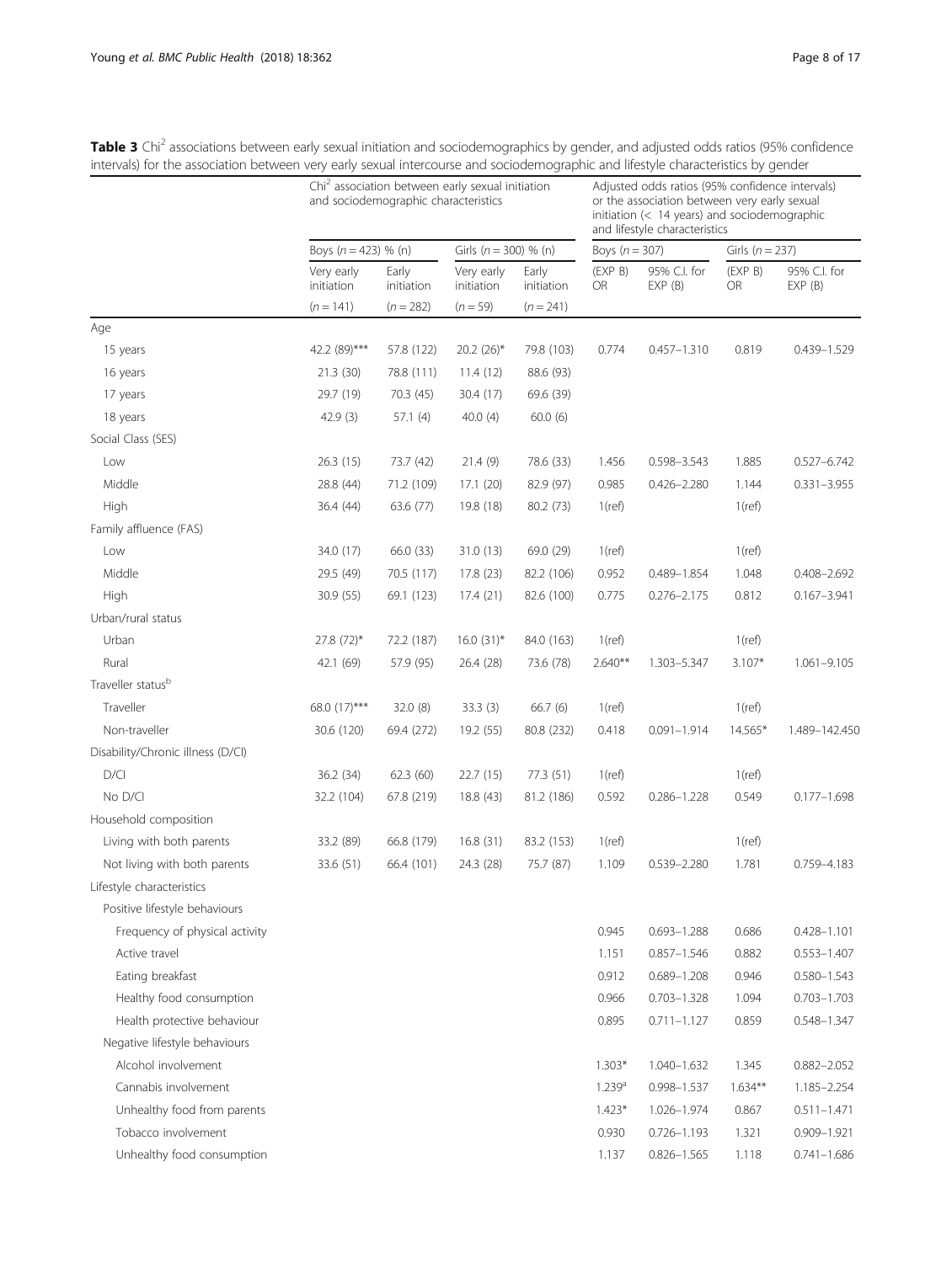**Table 3** $Chi^2$ associations between early sexual initiation and sociodemographics by gender, and adjusted odds ratios (95% confidence intervals) for the association between very early sexual intercourse and sociodemographic and lifestyle characteristics by gender

| | $Chi^2$ association between early sexual initiation and sociodemographic characteristics | | | | Adjusted odds ratios (95% confidence intervals) or the association between very early sexual initiation (< 14 years) and sociodemographic and lifestyle characteristics | | | |
|---|---|---|---|---|---|---|---|---|
| | Boys (n = 423) % (n) | | Girls (n = 300) % (n) | | Boys (n = 307) | | Girls (n = 237) | |
| | Very early initiation (n = 141) | Early initiation (n = 282) | Very early initiation (n = 59) | Early initiation (n = 241) | (EXP B) OR | 95% C.I. for EXP (B) | (EXP B) OR | 95% C.I. for EXP (B) |
| Age | | | | | | | | |
| 15 years | 42.2 (89)*** | 57.8 (122) | 20.2 (26)* | 79.8 (103) | 0.774 | 0.457–1.310 | 0.819 | 0.439–1.529 |
| 16 years | 21.3 (30) | 78.8 (111) | 11.4 (12) | 88.6 (93) | | | | |
| 17 years | 29.7 (19) | 70.3 (45) | 30.4 (17) | 69.6 (39) | | | | |
| 18 years | 42.9 (3) | 57.1 (4) | 40.0 (4) | 60.0 (6) | | | | |
| Social Class (SES) | | | | | | | | |
| Low | 26.3 (15) | 73.7 (42) | 21.4 (9) | 78.6 (33) | 1.456 | 0.598–3.543 | 1.885 | 0.527–6.742 |
| Middle | 28.8 (44) | 71.2 (109) | 17.1 (20) | 82.9 (97) | 0.985 | 0.426–2.280 | 1.144 | 0.331–3.955 |
| High | 36.4 (44) | 63.6 (77) | 19.8 (18) | 80.2 (73) | 1(ref) | | 1(ref) | |
| Family affluence (FAS) | | | | | | | | |
| Low | 34.0 (17) | 66.0 (33) | 31.0 (13) | 69.0 (29) | 1(ref) | | 1(ref) | |
| Middle | 29.5 (49) | 70.5 (117) | 17.8 (23) | 82.2 (106) | 0.952 | 0.489–1.854 | 1.048 | 0.408–2.692 |
| High | 30.9 (55) | 69.1 (123) | 17.4 (21) | 82.6 (100) | 0.775 | 0.276–2.175 | 0.812 | 0.167–3.941 |
| Urban/rural status | | | | | | | | |
| Urban | 27.8 (72)* | 72.2 (187) | 16.0 (31)* | 84.0 (163) | 1(ref) | | 1(ref) | |
| Rural | 42.1 (69) | 57.9 (95) | 26.4 (28) | 73.6 (78) | 2.640** | 1.303–5.347 | 3.107* | 1.061–9.105 |
| Traveller status[b] | | | | | | | | |
| Traveller | 68.0 (17)*** | 32.0 (8) | 33.3 (3) | 66.7 (6) | 1(ref) | | 1(ref) | |
| Non-traveller | 30.6 (120) | 69.4 (272) | 19.2 (55) | 80.8 (232) | 0.418 | 0.091–1.914 | 14.565* | 1.489–142.450 |
| Disability/Chronic illness (D/CI) | | | | | | | | |
| D/CI | 36.2 (34) | 62.3 (60) | 22.7 (15) | 77.3 (51) | 1(ref) | | 1(ref) | |
| No D/CI | 32.2 (104) | 67.8 (219) | 18.8 (43) | 81.2 (186) | 0.592 | 0.286–1.228 | 0.549 | 0.177–1.698 |
| Household composition | | | | | | | | |
| Living with both parents | 33.2 (89) | 66.8 (179) | 16.8 (31) | 83.2 (153) | 1(ref) | | 1(ref) | |
| Not living with both parents | 33.6 (51) | 66.4 (101) | 24.3 (28) | 75.7 (87) | 1.109 | 0.539–2.280 | 1.781 | 0.759–4.183 |
| Lifestyle characteristics | | | | | | | | |
| Positive lifestyle behaviours | | | | | | | | |
| Frequency of physical activity | | | | | 0.945 | 0.693–1.288 | 0.686 | 0.428–1.101 |
| Active travel | | | | | 1.151 | 0.857–1.546 | 0.882 | 0.553–1.407 |
| Eating breakfast | | | | | 0.912 | 0.689–1.208 | 0.946 | 0.580–1.543 |
| Healthy food consumption | | | | | 0.966 | 0.703–1.328 | 1.094 | 0.703–1.703 |
| Health protective behaviour | | | | | 0.895 | 0.711–1.127 | 0.859 | 0.548–1.347 |
| Negative lifestyle behaviours | | | | | | | | |
| Alcohol involvement | | | | | 1.303* | 1.040–1.632 | 1.345 | 0.882–2.052 |
| Cannabis involvement | | | | | 1.239[a] | 0.998–1.537 | 1.634** | 1.185–2.254 |
| Unhealthy food from parents | | | | | 1.423* | 1.026–1.974 | 0.867 | 0.511–1.471 |
| Tobacco involvement | | | | | 0.930 | 0.726–1.193 | 1.321 | 0.909–1.921 |
| Unhealthy food consumption | | | | | 1.137 | 0.826–1.565 | 1.118 | 0.741–1.686 |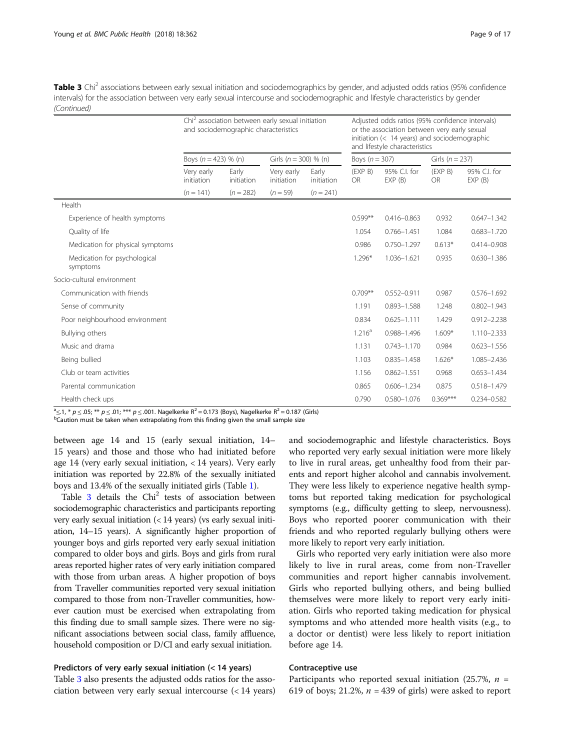**Table 3** $Chi^2$ associations between early sexual initiation and sociodemographics by gender, and adjusted odds ratios (95% confidence intervals) for the association between very early sexual intercourse and sociodemographic and lifestyle characteristics by gender *(Continued)*

| | $Chi^2$ association between early sexual initiation and sociodemographic characteristics | | | | Adjusted odds ratios (95% confidence intervals) or the association between very early sexual initiation (< 14 years) and sociodemographic and lifestyle characteristics | | | |
|---|---|---|---|---|---|---|---|---|
| | Boys ($n$ = 423) % (n) | | Girls ($n$ = 300) % (n) | | Boys ($n$ = 307) | | Girls ($n$ = 237) | |
| | Very early initiation ($n$ = 141) | Early initiation ($n$ = 282) | Very early initiation ($n$ = 59) | Early initiation ($n$ = 241) | (EXP B) OR | 95% C.I. for EXP (B) | (EXP B) OR | 95% C.I. for EXP (B) |
| Health | | | | | | | | |
| Experience of health symptoms | | | | | 0.599** | 0.416–0.863 | 0.932 | 0.647–1.342 |
| Quality of life | | | | | 1.054 | 0.766–1.451 | 1.084 | 0.683–1.720 |
| Medication for physical symptoms | | | | | 0.986 | 0.750–1.297 | 0.613* | 0.414–0.908 |
| Medication for psychological symptoms | | | | | 1.296* | 1.036–1.621 | 0.935 | 0.630–1.386 |
| Socio-cultural environment | | | | | | | | |
| Communication with friends | | | | | 0.709** | 0.552–0.911 | 0.987 | 0.576–1.692 |
| Sense of community | | | | | 1.191 | 0.893–1.588 | 1.248 | 0.802–1.943 |
| Poor neighbourhood environment | | | | | 0.834 | 0.625–1.111 | 1.429 | 0.912–2.238 |
| Bullying others | | | | | 1.216[a] | 0.988–1.496 | 1.609* | 1.110–2.333 |
| Music and drama | | | | | 1.131 | 0.743–1.170 | 0.984 | 0.623–1.556 |
| Being bullied | | | | | 1.103 | 0.835–1.458 | 1.626* | 1.085–2.436 |
| Club or team activities | | | | | 1.156 | 0.862–1.551 | 0.968 | 0.653–1.434 |
| Parental communication | | | | | 0.865 | 0.606–1.234 | 0.875 | 0.518–1.479 |
| Health check ups | | | | | 0.790 | 0.580–1.076 | 0.369*** | 0.234–0.582 |

[a]≤.1, * $p \leq .05$; ** $p \leq .01$; *** $p \leq .001$. Nagelkerke $R^2 = 0.173$ (Boys), Nagelkerke $R^2 = 0.187$ (Girls)

[b]Caution must be taken when extrapolating from this finding given the small sample size

between age 14 and 15 (early sexual initiation, 14–15 years) and those who had initiated before age 14 (very early sexual initiation, < 14 years). Very early initiation was reported by 22.8% of the sexually initiated boys and 13.4% of the sexually initiated girls (Table 1).

Table 3 details the $Chi^2$ tests of association between sociodemographic characteristics and participants reporting very early sexual initiation (< 14 years) (vs early sexual initiation, 14–15 years). A significantly higher proportion of younger boys and girls reported very early sexual initiation compared to older boys and girls. Boys and girls from rural areas reported higher rates of very early initiation compared with those from urban areas. A higher propotion of boys from Traveller communities reported very sexual initiation compared to those from non-Traveller communities, however caution must be exercised when extrapolating from this finding due to small sample sizes. There were no significant associations between social class, family affluence, household composition or D/CI and early sexual initiation.

### Predictors of very early sexual initiation (< 14 years)

Table 3 also presents the adjusted odds ratios for the association between very early sexual intercourse (< 14 years) and sociodemographic and lifestyle characteristics. Boys who reported very early sexual initiation were more likely to live in rural areas, get unhealthy food from their parents and report higher alcohol and cannabis involvement. They were less likely to experience negative health symptoms but reported taking medication for psychological symptoms (e.g., difficulty getting to sleep, nervousness). Boys who reported poorer communication with their friends and who reported regularly bullying others were more likely to report very early initiation.

Girls who reported very early initiation were also more likely to live in rural areas, come from non-Traveller communities and report higher cannabis involvement. Girls who reported bullying others, and being bullied themselves were more likely to report very early initiation. Girls who reported taking medication for physical symptoms and who attended more health visits (e.g., to a doctor or dentist) were less likely to report initiation before age 14.

### Contraceptive use

Participants who reported sexual initiation (25.7%, $n$ = 619 of boys; 21.2%, $n$ = 439 of girls) were asked to report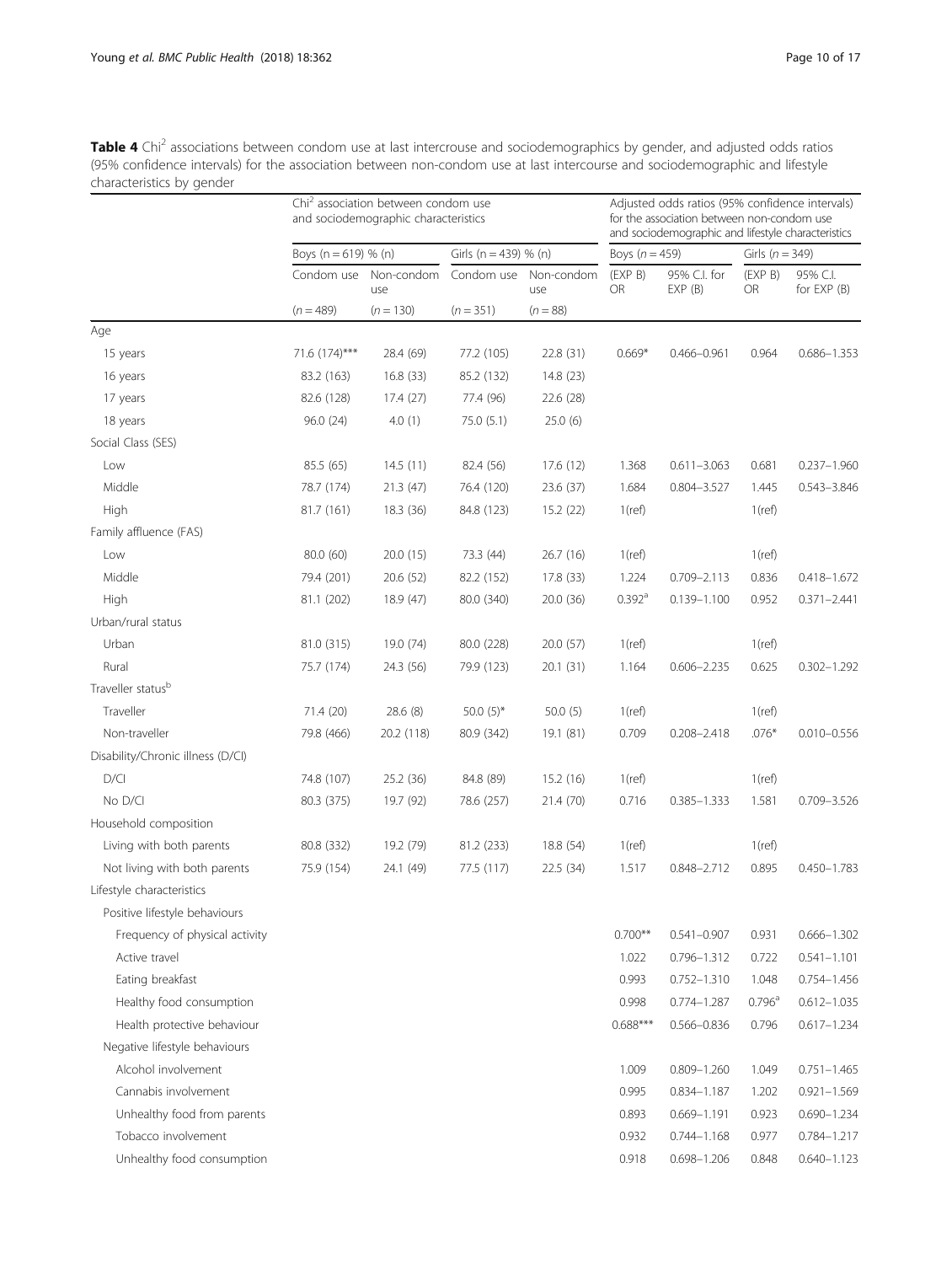**Table 4** $Chi^2$ associations between condom use at last intercrouse and sociodemographics by gender, and adjusted odds ratios (95% confidence intervals) for the association between non-condom use at last intercourse and sociodemographic and lifestyle characteristics by gender

| | $Chi^2$ association between condom use and sociodemographic characteristics | | | | Adjusted odds ratios (95% confidence intervals) for the association between non-condom use and sociodemographic and lifestyle characteristics | | | |
|---|---|---|---|---|---|---|---|---|
| | Boys (n = 619) % (n) | | Girls (n = 439) % (n) | | Boys (*n* = 459) | | Girls (*n* = 349) | |
| | Condom use | Non-condom use | Condom use | Non-condom use | (EXP B) OR | 95% C.I. for EXP (B) | (EXP B) OR | 95% C.I. for EXP (B) |
| | (*n* = 489) | (*n* = 130) | (*n* = 351) | (*n* = 88) | | | | |
| Age | | | | | | | | |
| 15 years | 71.6 (174)*** | 28.4 (69) | 77.2 (105) | 22.8 (31) | 0.669* | 0.466–0.961 | 0.964 | 0.686–1.353 |
| 16 years | 83.2 (163) | 16.8 (33) | 85.2 (132) | 14.8 (23) | | | | |
| 17 years | 82.6 (128) | 17.4 (27) | 77.4 (96) | 22.6 (28) | | | | |
| 18 years | 96.0 (24) | 4.0 (1) | 75.0 (5.1) | 25.0 (6) | | | | |
| Social Class (SES) | | | | | | | | |
| Low | 85.5 (65) | 14.5 (11) | 82.4 (56) | 17.6 (12) | 1.368 | 0.611–3.063 | 0.681 | 0.237–1.960 |
| Middle | 78.7 (174) | 21.3 (47) | 76.4 (120) | 23.6 (37) | 1.684 | 0.804–3.527 | 1.445 | 0.543–3.846 |
| High | 81.7 (161) | 18.3 (36) | 84.8 (123) | 15.2 (22) | 1(ref) | | 1(ref) | |
| Family affluence (FAS) | | | | | | | | |
| Low | 80.0 (60) | 20.0 (15) | 73.3 (44) | 26.7 (16) | 1(ref) | | 1(ref) | |
| Middle | 79.4 (201) | 20.6 (52) | 82.2 (152) | 17.8 (33) | 1.224 | 0.709–2.113 | 0.836 | 0.418–1.672 |
| High | 81.1 (202) | 18.9 (47) | 80.0 (340) | 20.0 (36) | 0.392[a] | 0.139–1.100 | 0.952 | 0.371–2.441 |
| Urban/rural status | | | | | | | | |
| Urban | 81.0 (315) | 19.0 (74) | 80.0 (228) | 20.0 (57) | 1(ref) | | 1(ref) | |
| Rural | 75.7 (174) | 24.3 (56) | 79.9 (123) | 20.1 (31) | 1.164 | 0.606–2.235 | 0.625 | 0.302–1.292 |
| Traveller status[b] | | | | | | | | |
| Traveller | 71.4 (20) | 28.6 (8) | 50.0 (5)* | 50.0 (5) | 1(ref) | | 1(ref) | |
| Non-traveller | 79.8 (466) | 20.2 (118) | 80.9 (342) | 19.1 (81) | 0.709 | 0.208–2.418 | .076* | 0.010–0.556 |
| Disability/Chronic illness (D/CI) | | | | | | | | |
| D/CI | 74.8 (107) | 25.2 (36) | 84.8 (89) | 15.2 (16) | 1(ref) | | 1(ref) | |
| No D/CI | 80.3 (375) | 19.7 (92) | 78.6 (257) | 21.4 (70) | 0.716 | 0.385–1.333 | 1.581 | 0.709–3.526 |
| Household composition | | | | | | | | |
| Living with both parents | 80.8 (332) | 19.2 (79) | 81.2 (233) | 18.8 (54) | 1(ref) | | 1(ref) | |
| Not living with both parents | 75.9 (154) | 24.1 (49) | 77.5 (117) | 22.5 (34) | 1.517 | 0.848–2.712 | 0.895 | 0.450–1.783 |
| Lifestyle characteristics | | | | | | | | |
| Positive lifestyle behaviours | | | | | | | | |
| Frequency of physical activity | | | | | 0.700** | 0.541–0.907 | 0.931 | 0.666–1.302 |
| Active travel | | | | | 1.022 | 0.796–1.312 | 0.722 | 0.541–1.101 |
| Eating breakfast | | | | | 0.993 | 0.752–1.310 | 1.048 | 0.754–1.456 |
| Healthy food consumption | | | | | 0.998 | 0.774–1.287 | 0.796[a] | 0.612–1.035 |
| Health protective behaviour | | | | | 0.688*** | 0.566–0.836 | 0.796 | 0.617–1.234 |
| Negative lifestyle behaviours | | | | | | | | |
| Alcohol involvement | | | | | 1.009 | 0.809–1.260 | 1.049 | 0.751–1.465 |
| Cannabis involvement | | | | | 0.995 | 0.834–1.187 | 1.202 | 0.921–1.569 |
| Unhealthy food from parents | | | | | 0.893 | 0.669–1.191 | 0.923 | 0.690–1.234 |
| Tobacco involvement | | | | | 0.932 | 0.744–1.168 | 0.977 | 0.784–1.217 |
| Unhealthy food consumption | | | | | 0.918 | 0.698–1.206 | 0.848 | 0.640–1.123 |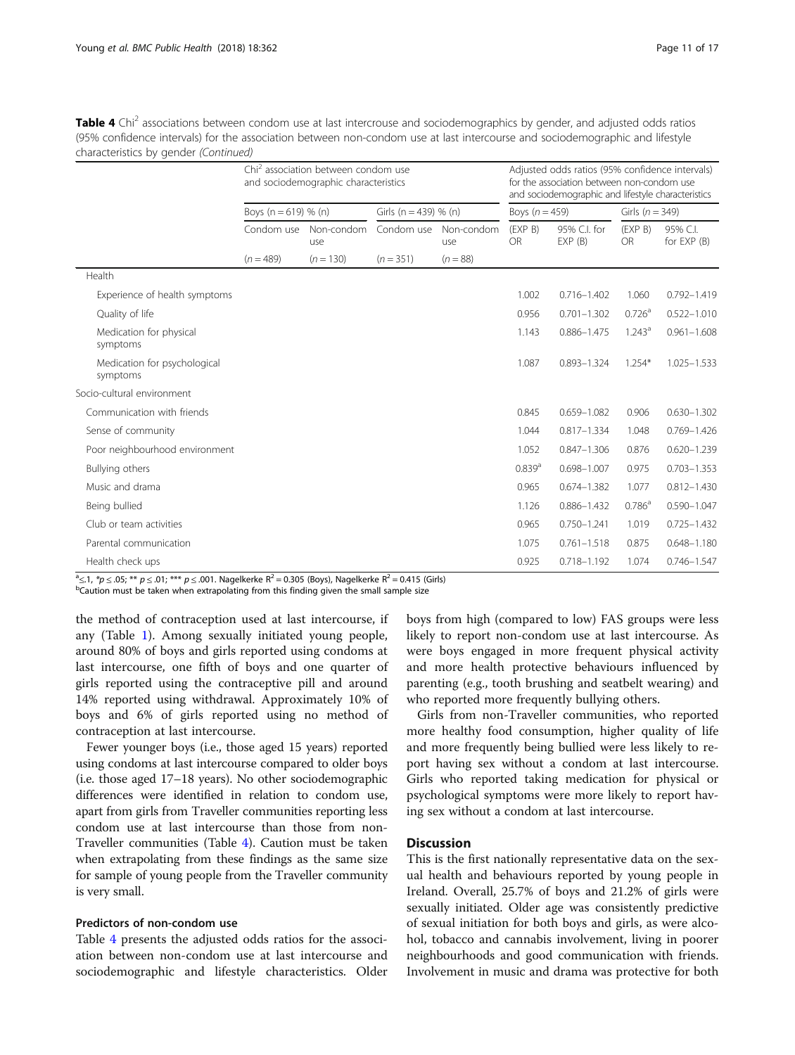**Table 4** Chi$^2$ associations between condom use at last intercrouse and sociodemographics by gender, and adjusted odds ratios (95% confidence intervals) for the association between non-condom use at last intercourse and sociodemographic and lifestyle characteristics by gender *(Continued)*

| | Chi$^2$ association between condom use and sociodemographic characteristics | | | | Adjusted odds ratios (95% confidence intervals) for the association between non-condom use and sociodemographic and lifestyle characteristics | | | |
|---|---|---|---|---|---|---|---|---|
| | Boys (n = 619) % (n) | | Girls (n = 439) % (n) | | Boys (*n* = 459) | | Girls (*n* = 349) | |
| | Condom use | Non-condom use | Condom use | Non-condom use | (EXP B) OR | 95% C.I. for EXP (B) | (EXP B) OR | 95% C.I. for EXP (B) |
| | (*n* = 489) | (*n* = 130) | (*n* = 351) | (*n* = 88) | | | | |
| Health | | | | | | | | |
| Experience of health symptoms | | | | | 1.002 | 0.716–1.402 | 1.060 | 0.792–1.419 |
| Quality of life | | | | | 0.956 | 0.701–1.302 | 0.726[a] | 0.522–1.010 |
| Medication for physical symptoms | | | | | 1.143 | 0.886–1.475 | 1.243[a] | 0.961–1.608 |
| Medication for psychological symptoms | | | | | 1.087 | 0.893–1.324 | 1.254* | 1.025–1.533 |
| Socio-cultural environment | | | | | | | | |
| Communication with friends | | | | | 0.845 | 0.659–1.082 | 0.906 | 0.630–1.302 |
| Sense of community | | | | | 1.044 | 0.817–1.334 | 1.048 | 0.769–1.426 |
| Poor neighbourhood environment | | | | | 1.052 | 0.847–1.306 | 0.876 | 0.620–1.239 |
| Bullying others | | | | | 0.839[a] | 0.698–1.007 | 0.975 | 0.703–1.353 |
| Music and drama | | | | | 0.965 | 0.674–1.382 | 1.077 | 0.812–1.430 |
| Being bullied | | | | | 1.126 | 0.886–1.432 | 0.786[a] | 0.590–1.047 |
| Club or team activities | | | | | 0.965 | 0.750–1.241 | 1.019 | 0.725–1.432 |
| Parental communication | | | | | 1.075 | 0.761–1.518 | 0.875 | 0.648–1.180 |
| Health check ups | | | | | 0.925 | 0.718–1.192 | 1.074 | 0.746–1.547 |

[a]≤.1, *$p \leq .05$; ** $p \leq .01$; *** $p \leq .001$. Nagelkerke $R^2 = 0.305$ (Boys), Nagelkerke $R^2 = 0.415$ (Girls)
[b]Caution must be taken when extrapolating from this finding given the small sample size

the method of contraception used at last intercourse, if any (Table 1). Among sexually initiated young people, around 80% of boys and girls reported using condoms at last intercourse, one fifth of boys and one quarter of girls reported using the contraceptive pill and around 14% reported using withdrawal. Approximately 10% of boys and 6% of girls reported using no method of contraception at last intercourse.

Fewer younger boys (i.e., those aged 15 years) reported using condoms at last intercourse compared to older boys (i.e. those aged 17–18 years). No other sociodemographic differences were identified in relation to condom use, apart from girls from Traveller communities reporting less condom use at last intercourse than those from non-Traveller communities (Table 4). Caution must be taken when extrapolating from these findings as the same size for sample of young people from the Traveller community is very small.

### Predictors of non-condom use

Table 4 presents the adjusted odds ratios for the association between non-condom use at last intercourse and sociodemographic and lifestyle characteristics. Older boys from high (compared to low) FAS groups were less likely to report non-condom use at last intercourse. As were boys engaged in more frequent physical activity and more health protective behaviours influenced by parenting (e.g., tooth brushing and seatbelt wearing) and who reported more frequently bullying others.

Girls from non-Traveller communities, who reported more healthy food consumption, higher quality of life and more frequently being bullied were less likely to report having sex without a condom at last intercourse. Girls who reported taking medication for physical or psychological symptoms were more likely to report having sex without a condom at last intercourse.

## Discussion

This is the first nationally representative data on the sexual health and behaviours reported by young people in Ireland. Overall, 25.7% of boys and 21.2% of girls were sexually initiated. Older age was consistently predictive of sexual initiation for both boys and girls, as were alcohol, tobacco and cannabis involvement, living in poorer neighbourhoods and good communication with friends. Involvement in music and drama was protective for both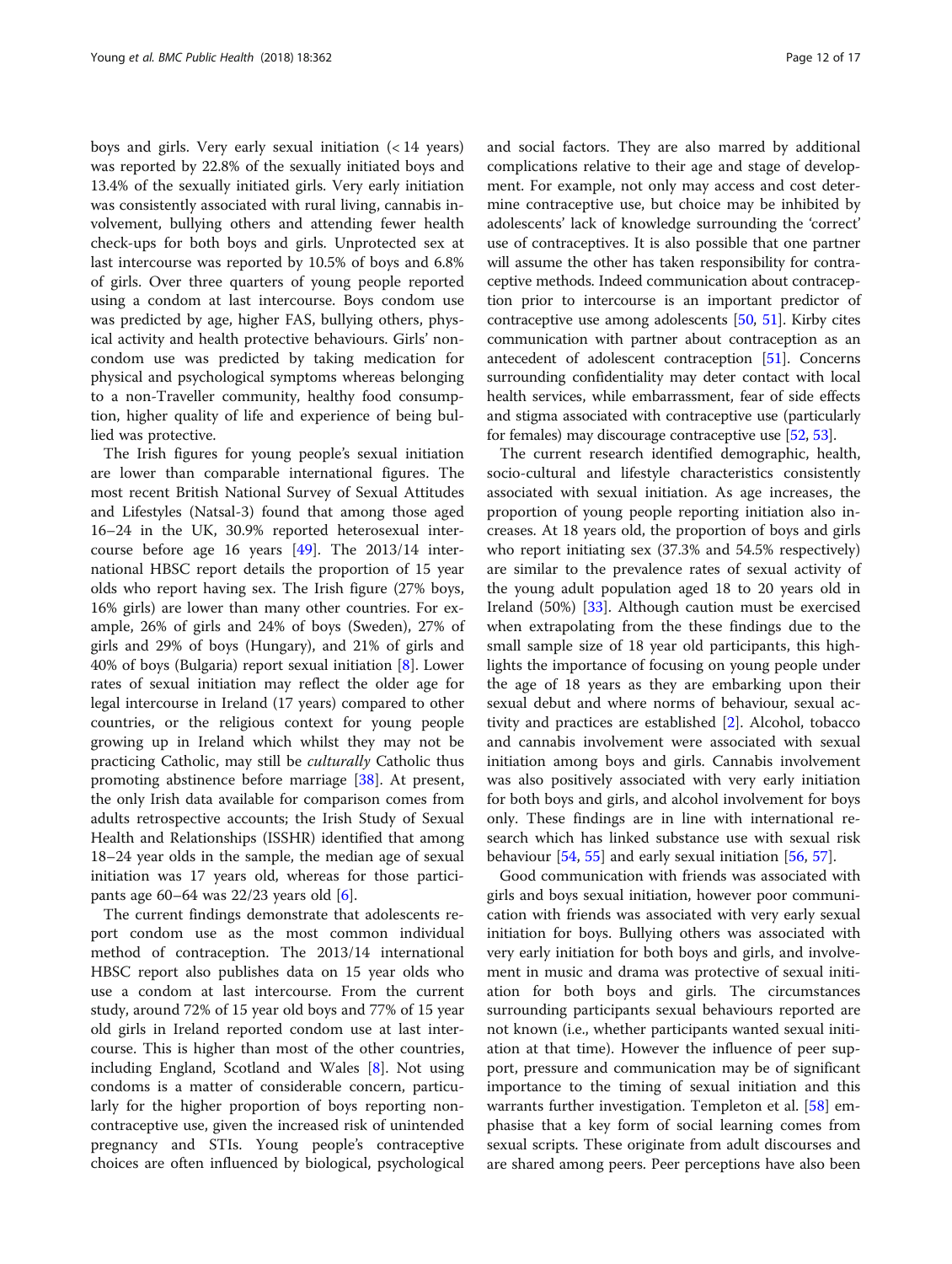boys and girls. Very early sexual initiation (< 14 years) was reported by 22.8% of the sexually initiated boys and 13.4% of the sexually initiated girls. Very early initiation was consistently associated with rural living, cannabis involvement, bullying others and attending fewer health check-ups for both boys and girls. Unprotected sex at last intercourse was reported by 10.5% of boys and 6.8% of girls. Over three quarters of young people reported using a condom at last intercourse. Boys condom use was predicted by age, higher FAS, bullying others, physical activity and health protective behaviours. Girls' non-condom use was predicted by taking medication for physical and psychological symptoms whereas belonging to a non-Traveller community, healthy food consumption, higher quality of life and experience of being bullied was protective.

The Irish figures for young people's sexual initiation are lower than comparable international figures. The most recent British National Survey of Sexual Attitudes and Lifestyles (Natsal-3) found that among those aged 16–24 in the UK, 30.9% reported heterosexual intercourse before age 16 years [49]. The 2013/14 international HBSC report details the proportion of 15 year olds who report having sex. The Irish figure (27% boys, 16% girls) are lower than many other countries. For example, 26% of girls and 24% of boys (Sweden), 27% of girls and 29% of boys (Hungary), and 21% of girls and 40% of boys (Bulgaria) report sexual initiation [8]. Lower rates of sexual initiation may reflect the older age for legal intercourse in Ireland (17 years) compared to other countries, or the religious context for young people growing up in Ireland which whilst they may not be practicing Catholic, may still be *culturally* Catholic thus promoting abstinence before marriage [38]. At present, the only Irish data available for comparison comes from adults retrospective accounts; the Irish Study of Sexual Health and Relationships (ISSHR) identified that among 18–24 year olds in the sample, the median age of sexual initiation was 17 years old, whereas for those participants age 60–64 was 22/23 years old [6].

The current findings demonstrate that adolescents report condom use as the most common individual method of contraception. The 2013/14 international HBSC report also publishes data on 15 year olds who use a condom at last intercourse. From the current study, around 72% of 15 year old boys and 77% of 15 year old girls in Ireland reported condom use at last intercourse. This is higher than most of the other countries, including England, Scotland and Wales [8]. Not using condoms is a matter of considerable concern, particularly for the higher proportion of boys reporting non-contraceptive use, given the increased risk of unintended pregnancy and STIs. Young people's contraceptive choices are often influenced by biological, psychological and social factors. They are also marred by additional complications relative to their age and stage of development. For example, not only may access and cost determine contraceptive use, but choice may be inhibited by adolescents' lack of knowledge surrounding the 'correct' use of contraceptives. It is also possible that one partner will assume the other has taken responsibility for contraceptive methods. Indeed communication about contraception prior to intercourse is an important predictor of contraceptive use among adolescents [50, 51]. Kirby cites communication with partner about contraception as an antecedent of adolescent contraception [51]. Concerns surrounding confidentiality may deter contact with local health services, while embarrassment, fear of side effects and stigma associated with contraceptive use (particularly for females) may discourage contraceptive use [52, 53].

The current research identified demographic, health, socio-cultural and lifestyle characteristics consistently associated with sexual initiation. As age increases, the proportion of young people reporting initiation also increases. At 18 years old, the proportion of boys and girls who report initiating sex (37.3% and 54.5% respectively) are similar to the prevalence rates of sexual activity of the young adult population aged 18 to 20 years old in Ireland (50%) [33]. Although caution must be exercised when extrapolating from the these findings due to the small sample size of 18 year old participants, this highlights the importance of focusing on young people under the age of 18 years as they are embarking upon their sexual debut and where norms of behaviour, sexual activity and practices are established [2]. Alcohol, tobacco and cannabis involvement were associated with sexual initiation among boys and girls. Cannabis involvement was also positively associated with very early initiation for both boys and girls, and alcohol involvement for boys only. These findings are in line with international research which has linked substance use with sexual risk behaviour [54, 55] and early sexual initiation [56, 57].

Good communication with friends was associated with girls and boys sexual initiation, however poor communication with friends was associated with very early sexual initiation for boys. Bullying others was associated with very early initiation for both boys and girls, and involvement in music and drama was protective of sexual initiation for both boys and girls. The circumstances surrounding participants sexual behaviours reported are not known (i.e., whether participants wanted sexual initiation at that time). However the influence of peer support, pressure and communication may be of significant importance to the timing of sexual initiation and this warrants further investigation. Templeton et al. [58] emphasise that a key form of social learning comes from sexual scripts. These originate from adult discourses and are shared among peers. Peer perceptions have also been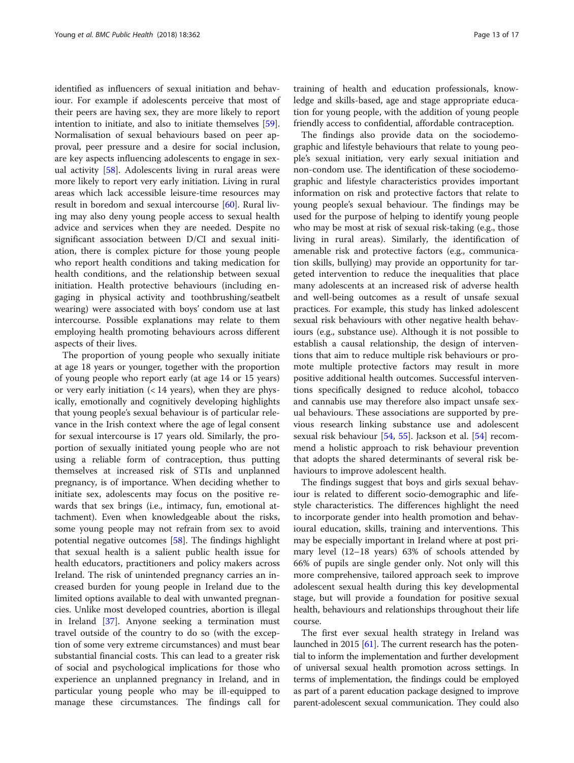identified as influencers of sexual initiation and behaviour. For example if adolescents perceive that most of their peers are having sex, they are more likely to report intention to initiate, and also to initiate themselves [59]. Normalisation of sexual behaviours based on peer approval, peer pressure and a desire for social inclusion, are key aspects influencing adolescents to engage in sexual activity [58]. Adolescents living in rural areas were more likely to report very early initiation. Living in rural areas which lack accessible leisure-time resources may result in boredom and sexual intercourse [60]. Rural living may also deny young people access to sexual health advice and services when they are needed. Despite no significant association between D/CI and sexual initiation, there is complex picture for those young people who report health conditions and taking medication for health conditions, and the relationship between sexual initiation. Health protective behaviours (including engaging in physical activity and toothbrushing/seatbelt wearing) were associated with boys' condom use at last intercourse. Possible explanations may relate to them employing health promoting behaviours across different aspects of their lives.

The proportion of young people who sexually initiate at age 18 years or younger, together with the proportion of young people who report early (at age 14 or 15 years) or very early initiation (< 14 years), when they are physically, emotionally and cognitively developing highlights that young people's sexual behaviour is of particular relevance in the Irish context where the age of legal consent for sexual intercourse is 17 years old. Similarly, the proportion of sexually initiated young people who are not using a reliable form of contraception, thus putting themselves at increased risk of STIs and unplanned pregnancy, is of importance. When deciding whether to initiate sex, adolescents may focus on the positive rewards that sex brings (i.e., intimacy, fun, emotional attachment). Even when knowledgeable about the risks, some young people may not refrain from sex to avoid potential negative outcomes [58]. The findings highlight that sexual health is a salient public health issue for health educators, practitioners and policy makers across Ireland. The risk of unintended pregnancy carries an increased burden for young people in Ireland due to the limited options available to deal with unwanted pregnancies. Unlike most developed countries, abortion is illegal in Ireland [37]. Anyone seeking a termination must travel outside of the country to do so (with the exception of some very extreme circumstances) and must bear substantial financial costs. This can lead to a greater risk of social and psychological implications for those who experience an unplanned pregnancy in Ireland, and in particular young people who may be ill-equipped to manage these circumstances. The findings call for training of health and education professionals, knowledge and skills-based, age and stage appropriate education for young people, with the addition of young people friendly access to confidential, affordable contraception.

The findings also provide data on the sociodemographic and lifestyle behaviours that relate to young people's sexual initiation, very early sexual initiation and non-condom use. The identification of these sociodemographic and lifestyle characteristics provides important information on risk and protective factors that relate to young people's sexual behaviour. The findings may be used for the purpose of helping to identify young people who may be most at risk of sexual risk-taking (e.g., those living in rural areas). Similarly, the identification of amenable risk and protective factors (e.g., communication skills, bullying) may provide an opportunity for targeted intervention to reduce the inequalities that place many adolescents at an increased risk of adverse health and well-being outcomes as a result of unsafe sexual practices. For example, this study has linked adolescent sexual risk behaviours with other negative health behaviours (e.g., substance use). Although it is not possible to establish a causal relationship, the design of interventions that aim to reduce multiple risk behaviours or promote multiple protective factors may result in more positive additional health outcomes. Successful interventions specifically designed to reduce alcohol, tobacco and cannabis use may therefore also impact unsafe sexual behaviours. These associations are supported by previous research linking substance use and adolescent sexual risk behaviour [54, 55]. Jackson et al. [54] recommend a holistic approach to risk behaviour prevention that adopts the shared determinants of several risk behaviours to improve adolescent health.

The findings suggest that boys and girls sexual behaviour is related to different socio-demographic and lifestyle characteristics. The differences highlight the need to incorporate gender into health promotion and behavioural education, skills, training and interventions. This may be especially important in Ireland where at post primary level (12–18 years) 63% of schools attended by 66% of pupils are single gender only. Not only will this more comprehensive, tailored approach seek to improve adolescent sexual health during this key developmental stage, but will provide a foundation for positive sexual health, behaviours and relationships throughout their life course.

The first ever sexual health strategy in Ireland was launched in 2015 [61]. The current research has the potential to inform the implementation and further development of universal sexual health promotion across settings. In terms of implementation, the findings could be employed as part of a parent education package designed to improve parent-adolescent sexual communication. They could also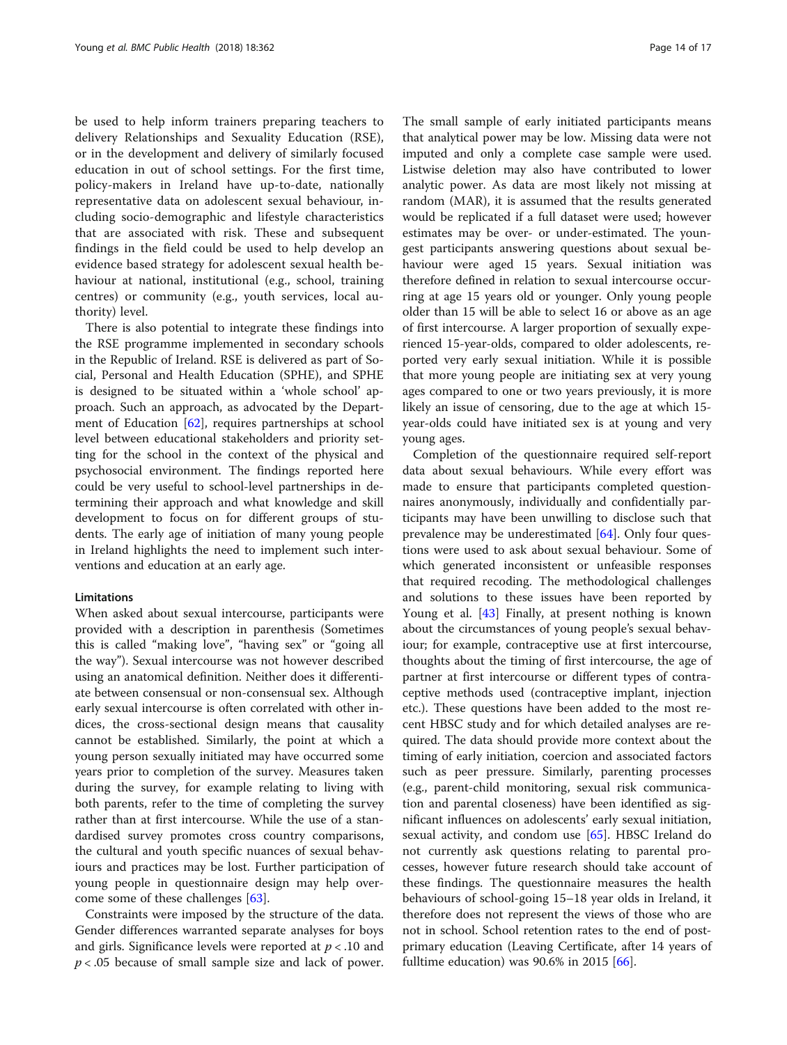be used to help inform trainers preparing teachers to delivery Relationships and Sexuality Education (RSE), or in the development and delivery of similarly focused education in out of school settings. For the first time, policy-makers in Ireland have up-to-date, nationally representative data on adolescent sexual behaviour, including socio-demographic and lifestyle characteristics that are associated with risk. These and subsequent findings in the field could be used to help develop an evidence based strategy for adolescent sexual health behaviour at national, institutional (e.g., school, training centres) or community (e.g., youth services, local authority) level.

There is also potential to integrate these findings into the RSE programme implemented in secondary schools in the Republic of Ireland. RSE is delivered as part of Social, Personal and Health Education (SPHE), and SPHE is designed to be situated within a 'whole school' approach. Such an approach, as advocated by the Department of Education [62], requires partnerships at school level between educational stakeholders and priority setting for the school in the context of the physical and psychosocial environment. The findings reported here could be very useful to school-level partnerships in determining their approach and what knowledge and skill development to focus on for different groups of students. The early age of initiation of many young people in Ireland highlights the need to implement such interventions and education at an early age.

#### Limitations

When asked about sexual intercourse, participants were provided with a description in parenthesis (Sometimes this is called "making love", "having sex" or "going all the way"). Sexual intercourse was not however described using an anatomical definition. Neither does it differentiate between consensual or non-consensual sex. Although early sexual intercourse is often correlated with other indices, the cross-sectional design means that causality cannot be established. Similarly, the point at which a young person sexually initiated may have occurred some years prior to completion of the survey. Measures taken during the survey, for example relating to living with both parents, refer to the time of completing the survey rather than at first intercourse. While the use of a standardised survey promotes cross country comparisons, the cultural and youth specific nuances of sexual behaviours and practices may be lost. Further participation of young people in questionnaire design may help overcome some of these challenges [63].

Constraints were imposed by the structure of the data. Gender differences warranted separate analyses for boys and girls. Significance levels were reported at $p < .10$ and $p < .05$ because of small sample size and lack of power. The small sample of early initiated participants means that analytical power may be low. Missing data were not imputed and only a complete case sample were used. Listwise deletion may also have contributed to lower analytic power. As data are most likely not missing at random (MAR), it is assumed that the results generated would be replicated if a full dataset were used; however estimates may be over- or under-estimated. The youngest participants answering questions about sexual behaviour were aged 15 years. Sexual initiation was therefore defined in relation to sexual intercourse occurring at age 15 years old or younger. Only young people older than 15 will be able to select 16 or above as an age of first intercourse. A larger proportion of sexually experienced 15-year-olds, compared to older adolescents, reported very early sexual initiation. While it is possible that more young people are initiating sex at very young ages compared to one or two years previously, it is more likely an issue of censoring, due to the age at which 15-year-olds could have initiated sex is at young and very young ages.

Completion of the questionnaire required self-report data about sexual behaviours. While every effort was made to ensure that participants completed questionnaires anonymously, individually and confidentially participants may have been unwilling to disclose such that prevalence may be underestimated [64]. Only four questions were used to ask about sexual behaviour. Some of which generated inconsistent or unfeasible responses that required recoding. The methodological challenges and solutions to these issues have been reported by Young et al. [43] Finally, at present nothing is known about the circumstances of young people's sexual behaviour; for example, contraceptive use at first intercourse, thoughts about the timing of first intercourse, the age of partner at first intercourse or different types of contraceptive methods used (contraceptive implant, injection etc.). These questions have been added to the most recent HBSC study and for which detailed analyses are required. The data should provide more context about the timing of early initiation, coercion and associated factors such as peer pressure. Similarly, parenting processes (e.g., parent-child monitoring, sexual risk communication and parental closeness) have been identified as significant influences on adolescents' early sexual initiation, sexual activity, and condom use [65]. HBSC Ireland do not currently ask questions relating to parental processes, however future research should take account of these findings. The questionnaire measures the health behaviours of school-going 15–18 year olds in Ireland, it therefore does not represent the views of those who are not in school. School retention rates to the end of post-primary education (Leaving Certificate, after 14 years of fulltime education) was 90.6% in 2015 [66].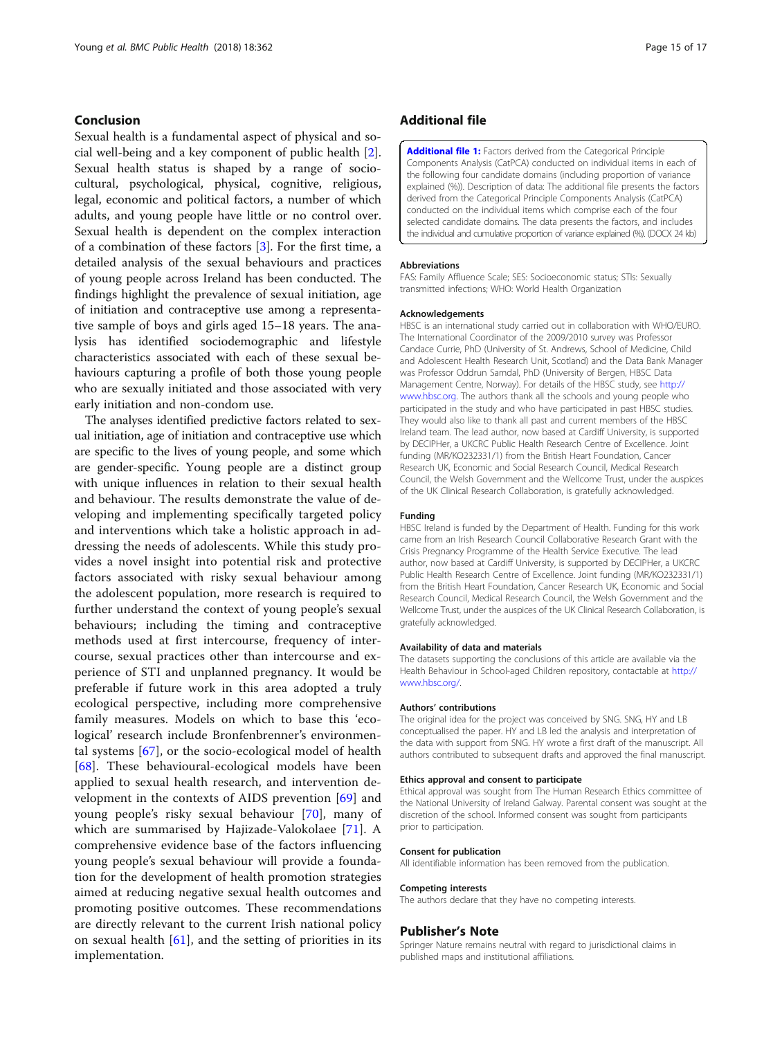## Conclusion

Sexual health is a fundamental aspect of physical and social well-being and a key component of public health [2]. Sexual health status is shaped by a range of sociocultural, psychological, physical, cognitive, religious, legal, economic and political factors, a number of which adults, and young people have little or no control over. Sexual health is dependent on the complex interaction of a combination of these factors [3]. For the first time, a detailed analysis of the sexual behaviours and practices of young people across Ireland has been conducted. The findings highlight the prevalence of sexual initiation, age of initiation and contraceptive use among a representative sample of boys and girls aged 15–18 years. The analysis has identified sociodemographic and lifestyle characteristics associated with each of these sexual behaviours capturing a profile of both those young people who are sexually initiated and those associated with very early initiation and non-condom use.

The analyses identified predictive factors related to sexual initiation, age of initiation and contraceptive use which are specific to the lives of young people, and some which are gender-specific. Young people are a distinct group with unique influences in relation to their sexual health and behaviour. The results demonstrate the value of developing and implementing specifically targeted policy and interventions which take a holistic approach in addressing the needs of adolescents. While this study provides a novel insight into potential risk and protective factors associated with risky sexual behaviour among the adolescent population, more research is required to further understand the context of young people's sexual behaviours; including the timing and contraceptive methods used at first intercourse, frequency of intercourse, sexual practices other than intercourse and experience of STI and unplanned pregnancy. It would be preferable if future work in this area adopted a truly ecological perspective, including more comprehensive family measures. Models on which to base this 'ecological' research include Bronfenbrenner's environmental systems [67], or the socio-ecological model of health [68]. These behavioural-ecological models have been applied to sexual health research, and intervention development in the contexts of AIDS prevention [69] and young people's risky sexual behaviour [70], many of which are summarised by Hajizade-Valokolaee [71]. A comprehensive evidence base of the factors influencing young people's sexual behaviour will provide a foundation for the development of health promotion strategies aimed at reducing negative sexual health outcomes and promoting positive outcomes. These recommendations are directly relevant to the current Irish national policy on sexual health [61], and the setting of priorities in its implementation.

## Additional file

**Additional file 1:** Factors derived from the Categorical Principle Components Analysis (CatPCA) conducted on individual items in each of the following four candidate domains (including proportion of variance explained (%)). Description of data: The additional file presents the factors derived from the Categorical Principle Components Analysis (CatPCA) conducted on the individual items which comprise each of the four selected candidate domains. The data presents the factors, and includes the individual and cumulative proportion of variance explained (%). (DOCX 24 kb)

### Abbreviations

FAS: Family Affluence Scale; SES: Socioeconomic status; STIs: Sexually transmitted infections; WHO: World Health Organization

### Acknowledgements

HBSC is an international study carried out in collaboration with WHO/EURO. The International Coordinator of the 2009/2010 survey was Professor Candace Currie, PhD (University of St. Andrews, School of Medicine, Child and Adolescent Health Research Unit, Scotland) and the Data Bank Manager was Professor Oddrun Samdal, PhD (University of Bergen, HBSC Data Management Centre, Norway). For details of the HBSC study, see http://www.hbsc.org. The authors thank all the schools and young people who participated in the study and who have participated in past HBSC studies. They would also like to thank all past and current members of the HBSC Ireland team. The lead author, now based at Cardiff University, is supported by DECIPHer, a UKCRC Public Health Research Centre of Excellence. Joint funding (MR/KO232331/1) from the British Heart Foundation, Cancer Research UK, Economic and Social Research Council, Medical Research Council, the Welsh Government and the Wellcome Trust, under the auspices of the UK Clinical Research Collaboration, is gratefully acknowledged.

### Funding

HBSC Ireland is funded by the Department of Health. Funding for this work came from an Irish Research Council Collaborative Research Grant with the Crisis Pregnancy Programme of the Health Service Executive. The lead author, now based at Cardiff University, is supported by DECIPHer, a UKCRC Public Health Research Centre of Excellence. Joint funding (MR/KO232331/1) from the British Heart Foundation, Cancer Research UK, Economic and Social Research Council, Medical Research Council, the Welsh Government and the Wellcome Trust, under the auspices of the UK Clinical Research Collaboration, is gratefully acknowledged.

### Availability of data and materials

The datasets supporting the conclusions of this article are available via the Health Behaviour in School-aged Children repository, contactable at http://www.hbsc.org/.

### Authors' contributions

The original idea for the project was conceived by SNG. SNG, HY and LB conceptualised the paper. HY and LB led the analysis and interpretation of the data with support from SNG. HY wrote a first draft of the manuscript. All authors contributed to subsequent drafts and approved the final manuscript.

### Ethics approval and consent to participate

Ethical approval was sought from The Human Research Ethics committee of the National University of Ireland Galway. Parental consent was sought at the discretion of the school. Informed consent was sought from participants prior to participation.

### Consent for publication

All identifiable information has been removed from the publication.

### Competing interests

The authors declare that they have no competing interests.

## Publisher's Note

Springer Nature remains neutral with regard to jurisdictional claims in published maps and institutional affiliations.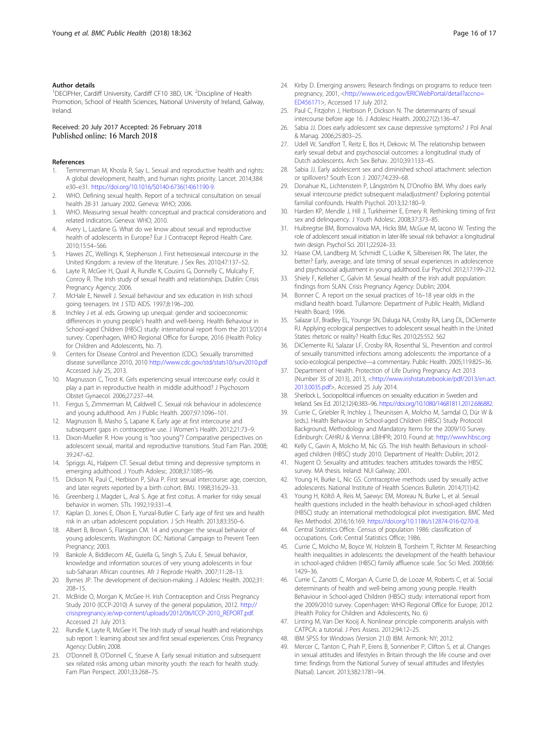## Author details

[1]DECIPHer, Cardiff University, Cardiff CF10 3BD, UK. [2]Discipline of Health Promotion, School of Health Sciences, National University of Ireland, Galway, Ireland.

Received: 20 July 2017 Accepted: 26 February 2018
Published online: 16 March 2018

## References

1. Temmerman M, Khosla R, Say L. Sexual and reproductive health and rights: A global development, health, and human rights priority. Lancet. 2014;384: e30–e31. https://doi.org/10.1016/S0140-6736(14)61190-9.
2. WHO. Defining sexual health. Report of a technical consultation on sexual health 28-31 January 2002. Geneva: WHO; 2006.
3. WHO. Measuring sexual health: conceptual and practical considerations and related indicators. Geneva: WHO; 2010.
4. Avery L, Lazdane G. What do we know about sexual and reproductive health of adolescents in Europe? Eur J Contracept Reprod Health Care. 2010;15:54–S66.
5. Hawes ZC, Wellings K, Stephenson J. First hetreosexual intercourse in the United Kingdom: a review of the literature. J Sex Res. 2010;47:137–52.
6. Layte R, McGee H, Quail A, Rundle K, Cousins G, Donnelly C, Mulcahy F, Conroy R. The Irish study of sexual health and relationships. Dublin: Crisis Pregnancy Agency; 2006.
7. McHale E, Newell J. Sexual behaviour and sex education in Irish school going teenagers. Int J STD AIDS. 1997;8:196–200.
8. Inchley J et al. eds. Growing up unequal: gender and socioeconomic differences in young people's health and well-being. Health Behaviour in School-aged Children (HBSC) study: international report from the 2013/2014 survey. Copenhagen, WHO Regional Office for Europe, 2016 (Health Policy for Children and Adolescents, No. 7).
9. Centers for Disease Control and Prevention (CDC). Sexually transmitted disease surveillance 2010, 2010 http://www.cdc.gov/std/stats10/surv2010.pdf Accessed July 25, 2013.
10. Magnusson C, Trost K. Girls experiencing sexual intercourse early: could it play a part in reproductive health in middle adulthood? J Psychosom Obstet Gynaecol. 2006;27:237–44.
11. Fergus S, Zimmerman M, Caldwell C. Sexual risk behaviour in adolescence and young adulthood. Am J Public Health. 2007;97:1096–101.
12. Magnusson B, Masho S, Lapane K. Early age at first intercourse and subsequent gaps in contraceptive use. J Women's Health. 2012;21:73–9.
13. Dixon-Mueller R. How young is "too young"? Comparative perspectives on adolescent sexual, marital and reproductive transitions. Stud Fam Plan. 2008; 39:247–62.
14. Spriggs AL, Halpern CT. Sexual debut timing and depressive symptoms in emerging adulthood. J Youth Adolesc. 2008;37:1085–96.
15. Dickson N, Paul C, Herbison P, Silva P. First sexual intercourse: age, coercion, and later regrets reported by a birth cohort. BMJ. 1998;316:29–33.
16. Greenberg J, Magder L, Aral S. Age at first coitus. A marker for risky sexual behavior in women. STIs. 1992;19:331–4.
17. Kaplan D, Jones E, Olson E, Yunzal-Butler C. Early age of first sex and health risk in an urban adolescent population. J Sch Health. 2013;83:350–6.
18. Albert B, Brown S, Flanigan CM. 14 and younger: the sexual behavior of young adolescents. Washington: DC: National Campaign to Prevent Teen Pregnancy; 2003.
19. Bankole A, Biddlecom AE, Guiella G, Singh S, Zulu E. Sexual behavior, knowledge and information sources of very young adolescents in four sub-Saharan African countries. Afr J Reprode Health. 2007;11:28–13.
20. Byrnes JP. The development of decision-making. J Adolesc Health. 2002;31: 208–15.
21. McBride O, Morgan K, McGee H. Irish Contraception and Crisis Pregnancy Study 2010 (ICCP-2010) A survey of the general population, 2012. http://crisispregnancy.ie/wp-content/uploads/2012/06/ICCP-2010_REPORT.pdf. Accessed 21 July 2013.
22. Rundle K, Layte R, McGee H. The Irish study of sexual health and relationships sub report 1: learning about sex and first sexual experiences. Crisis Pregnancy Agency: Dublin; 2008.
23. O'Donnell B, O'Donnell C, Stueve A. Early sexual initiation and subsequent sex related risks among urban minority youth: the reach for health study. Fam Plan Perspect. 2001;33:268–75.
24. Kirby D. Emerging answers: Research findings on programs to reduce teen pregnancy, 2001, <http://www.eric.ed.gov/ERICWebPortal/detail?accno=ED456171>, Accessed 17 July 2012.
25. Paul C, Fitzjohn J, Herbison P, Dickson N. The determinants of sexual intercourse before age 16. J Adolesc Health. 2000;27(2):136–47.
26. Sabia JJ. Does early adolescent sex cause depressive symptoms? J Pol Anal & Manag. 2006;25:803–25.
27. Udell W, Sandfort T, Reitz E, Bos H, Dekovic M. The relationship between early sexual debut and psychosocial outcomes: a longitudinal study of Dutch adolescents. Arch Sex Behav. 2010;39:1133–45.
28. Sabia JJ. Early adolescent sex and diminished school attachment: selection or spillovers? South Econ J. 2007;74:239–68.
29. Donahue KL, Lichtenstein P, Långström N, D'Onofrio BM. Why does early sexual intercourse predict subsequent maladjustment? Exploring potential familial confounds. Health Psychol. 2013;32:180–9.
30. Harden KP, Mendle J, Hill J, Turkheimer E, Emery R. Rethinking timing of first sex and delinquency. J Youth Adolesc. 2008;37:373–85.
31. Huibregtse BM, Bornovalova MA, Hicks BM, McGue M, Iacono W. Testing the role of adolescent sexual initiation in later-life sexual risk behavior: a longitudinal twin design. Psychol Sci. 2011;22:924–33.
32. Haase CM, Landberg M, Schmidt C, Lüdke K, Silbereisen RK. The later, the better? Early, average, and late timing of sexual experiences in adolescence and psychosocial adjustment in young adulthood. Eur Psychol. 2012;17:199–212.
33. Shiely F, Kelleher C, Galvin M. Sexual health of the Irish adult population: findings from SLAN. Crisis Pregnancy Agency: Dublin; 2004.
34. Bonner C. A report on the sexual practices of 16–18 year olds in the midland health board. Tullamore: Department of Public Health, Midland Health Board; 1996.
35. Salazar LF, Bradley EL, Younge SN, Daluga NA, Crosby RA, Lang DL, DiClemente RJ. Applying ecological perspectives to adolescent sexual health in the United States: rhetoric or reality? Health Educ Res. 2010;25:552. 562
36. DiClemente RJ, Salazar LF, Crosby RA, Rosenthal SL. Prevention and control of sexually transmitted infections among adolescents: the importance of a socio-ecological perspective—a commentary. Public Health. 2005;119:825–36.
37. Department of Health. Protection of Life During Pregnancy Act 2013 (Number 35 of 2013), 2013, <http://www.irishstatutebook.ie/pdf/2013/en.act.2013.0035.pdf>, Accessed 25 July 2014.
38. Sherlock L. Sociopolitical influences on sexuality education in Sweden and Ireland. Sex Ed. 2012;12(4):383–96. https://doi.org/10.1080/14681811.2012.686882.
39. Currie C, Griebler R, Inchley J, Theunissen A, Molcho M, Samdal O, Dür W & (eds.). Health Behaviour in School-aged Children (HBSC) Study Protocol: Background, Methodology and Mandatory Items for the 2009/10 Survey. Edinburgh: CAHRU & Vienna: LBIHPR; 2010. Found at: http://www.hbsc.org
40. Kelly C, Gavin A, Molcho M, Nic GS. The Irish health Behaviours in school-aged children (HBSC) study 2010. Department of Health: Dublin; 2012.
41. Nugent O. Sexuality and attitudes: teachers attitudes towards the HBSC survey. MA thesis. Ireland: NUI Galway; 2001.
42. Young H, Burke L, Nic GS. Contraceptive methods used by sexually active adolescents. National Institute of Health Sciences Bulletin. 2014;7(1):42.
43. Young H, Költő A, Reis M, Saewyc EM, Moreau N, Burke L, et al. Sexual health questions included in the health behaviour in school-aged children (HBSC) study: an international methodological pilot investigation. BMC Med Res Methodol. 2016;16:169. https://doi.org/10.1186/s12874-016-0270-8.
44. Central Statistics Office. Census of population 1986: classification of occupations. Cork: Central Statistics Office; 1986.
45. Currie C, Molcho M, Boyce W, Holstein B, Torsheim T, Richter M. Researching health inequalities in adolescents: the development of the health behaviour in school-aged children (HBSC) family affluence scale. Soc Sci Med. 2008;66: 1429–36.
46. Currie C, Zanotti C, Morgan A, Currie D, de Looze M, Roberts C, et al. Social determinants of health and well-being among young people. Health Behaviour in School-aged Children (HBSC) study: international report from the 2009/2010 survey. Copenhagen: WHO Regional Office for Europe; 2012. (Health Policy for Children and Adolescents, No. 6)
47. Linting M, Van Der Kooij A. Nonlinear principle components analysis with CATPCA: a tutorial. J Pers Assess. 2012;94:12–25.
48. IBM SPSS for Windows (Version 21.0) IBM. Armonk: NY; 2012.
49. Mercer C, Tanton C, Prah P, Erens B, Sonnenber P, Clifton S, et al. Changes in sexual attitudes and lifestyles in Britain through the life course and over time: findings from the National Survey of sexual attitudes and lifestyles (Natsal). Lancet. 2013;382:1781–94.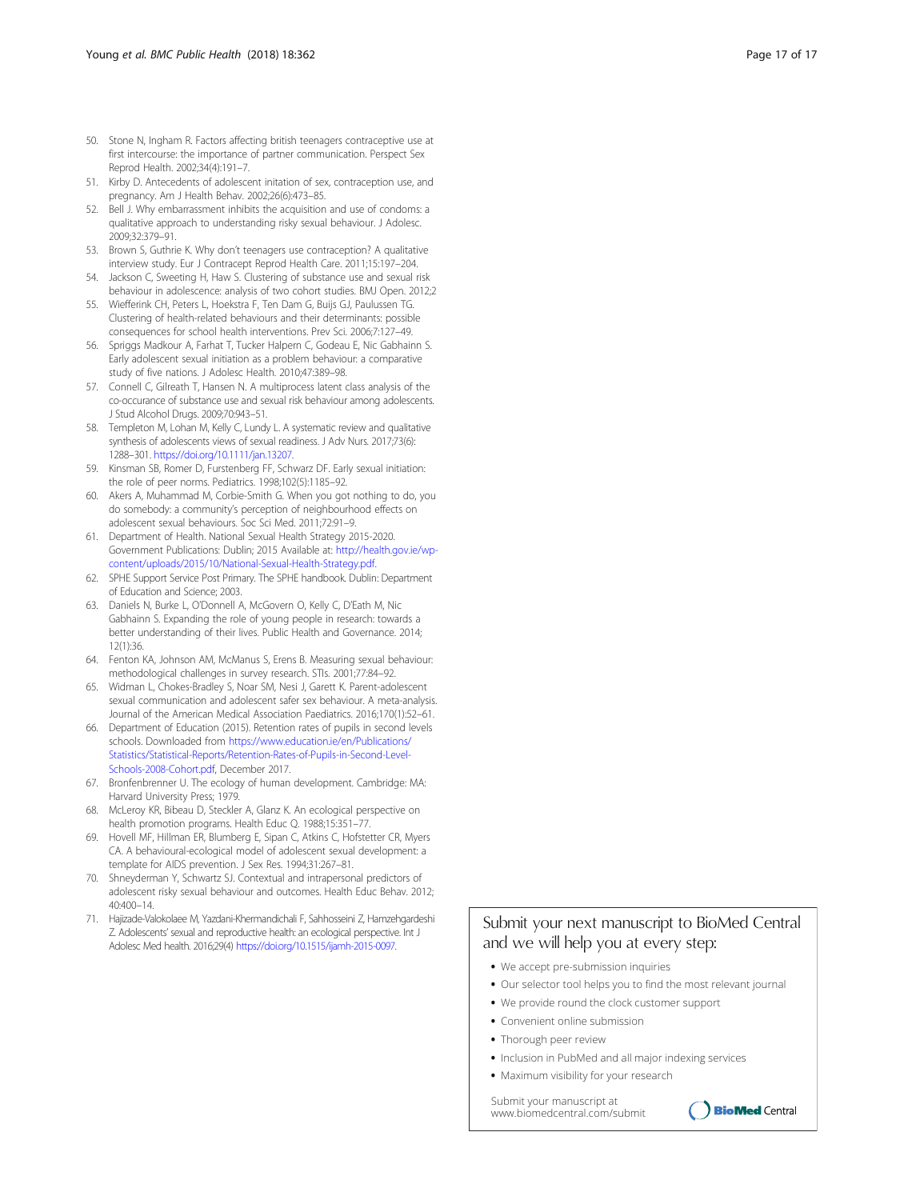50. Stone N, Ingham R. Factors affecting british teenagers contraceptive use at first intercourse: the importance of partner communication. Perspect Sex Reprod Health. 2002;34(4):191–7.
51. Kirby D. Antecedents of adolescent initation of sex, contraception use, and pregnancy. Am J Health Behav. 2002;26(6):473–85.
52. Bell J. Why embarrassment inhibits the acquisition and use of condoms: a qualitative approach to understanding risky sexual behaviour. J Adolesc. 2009;32:379–91.
53. Brown S, Guthrie K. Why don't teenagers use contraception? A qualitative interview study. Eur J Contracept Reprod Health Care. 2011;15:197–204.
54. Jackson C, Sweeting H, Haw S. Clustering of substance use and sexual risk behaviour in adolescence: analysis of two cohort studies. BMJ Open. 2012;2
55. Wiefferink CH, Peters L, Hoekstra F, Ten Dam G, Buijs GJ, Paulussen TG. Clustering of health-related behaviours and their determinants: possible consequences for school health interventions. Prev Sci. 2006;7:127–49.
56. Spriggs Madkour A, Farhat T, Tucker Halpern C, Godeau E, Nic Gabhainn S. Early adolescent sexual initiation as a problem behaviour: a comparative study of five nations. J Adolesc Health. 2010;47:389–98.
57. Connell C, Gilreath T, Hansen N. A multiprocess latent class analysis of the co-occurance of substance use and sexual risk behaviour among adolescents. J Stud Alcohol Drugs. 2009;70:943–51.
58. Templeton M, Lohan M, Kelly C, Lundy L. A systematic review and qualitative synthesis of adolescents views of sexual readiness. J Adv Nurs. 2017;73(6): 1288–301. https://doi.org/10.1111/jan.13207.
59. Kinsman SB, Romer D, Furstenberg FF, Schwarz DF. Early sexual initiation: the role of peer norms. Pediatrics. 1998;102(5):1185–92.
60. Akers A, Muhammad M, Corbie-Smith G. When you got nothing to do, you do somebody: a community's perception of neighbourhood effects on adolescent sexual behaviours. Soc Sci Med. 2011;72:91–9.
61. Department of Health. National Sexual Health Strategy 2015-2020. Government Publications: Dublin; 2015 Available at: http://health.gov.ie/wp-content/uploads/2015/10/National-Sexual-Health-Strategy.pdf.
62. SPHE Support Service Post Primary. The SPHE handbook. Dublin: Department of Education and Science; 2003.
63. Daniels N, Burke L, O'Donnell A, McGovern O, Kelly C, D'Eath M, Nic Gabhainn S. Expanding the role of young people in research: towards a better understanding of their lives. Public Health and Governance. 2014; 12(1):36.
64. Fenton KA, Johnson AM, McManus S, Erens B. Measuring sexual behaviour: methodological challenges in survey research. STIs. 2001;77:84–92.
65. Widman L, Chokes-Bradley S, Noar SM, Nesi J, Garett K. Parent-adolescent sexual communication and adolescent safer sex behaviour. A meta-analysis. Journal of the American Medical Association Paediatrics. 2016;170(1):52–61.
66. Department of Education (2015). Retention rates of pupils in second levels schools. Downloaded from https://www.education.ie/en/Publications/Statistics/Statistical-Reports/Retention-Rates-of-Pupils-in-Second-Level-Schools-2008-Cohort.pdf, December 2017.
67. Bronfenbrenner U. The ecology of human development. Cambridge: MA: Harvard University Press; 1979.
68. McLeroy KR, Bibeau D, Steckler A, Glanz K. An ecological perspective on health promotion programs. Health Educ Q. 1988;15:351–77.
69. Hovell MF, Hillman ER, Blumberg E, Sipan C, Atkins C, Hofstetter CR, Myers CA. A behavioural-ecological model of adolescent sexual development: a template for AIDS prevention. J Sex Res. 1994;31:267–81.
70. Shneyderman Y, Schwartz SJ. Contextual and intrapersonal predictors of adolescent risky sexual behaviour and outcomes. Health Educ Behav. 2012; 40:400–14.
71. Hajizade-Valokolaee M, Yazdani-Khermandichali F, Sahhosseini Z, Hamzehgardeshi Z. Adolescents' sexual and reproductive health: an ecological perspective. Int J Adolesc Med health. 2016;29(4) https://doi.org/10.1515/ijamh-2015-0097.

Submit your next manuscript to BioMed Central and we will help you at every step:

- We accept pre-submission inquiries
- Our selector tool helps you to find the most relevant journal
- We provide round the clock customer support
- Convenient online submission
- Thorough peer review
- Inclusion in PubMed and all major indexing services
- Maximum visibility for your research

Submit your manuscript at www.biomedcentral.com/submit

BioMed Central